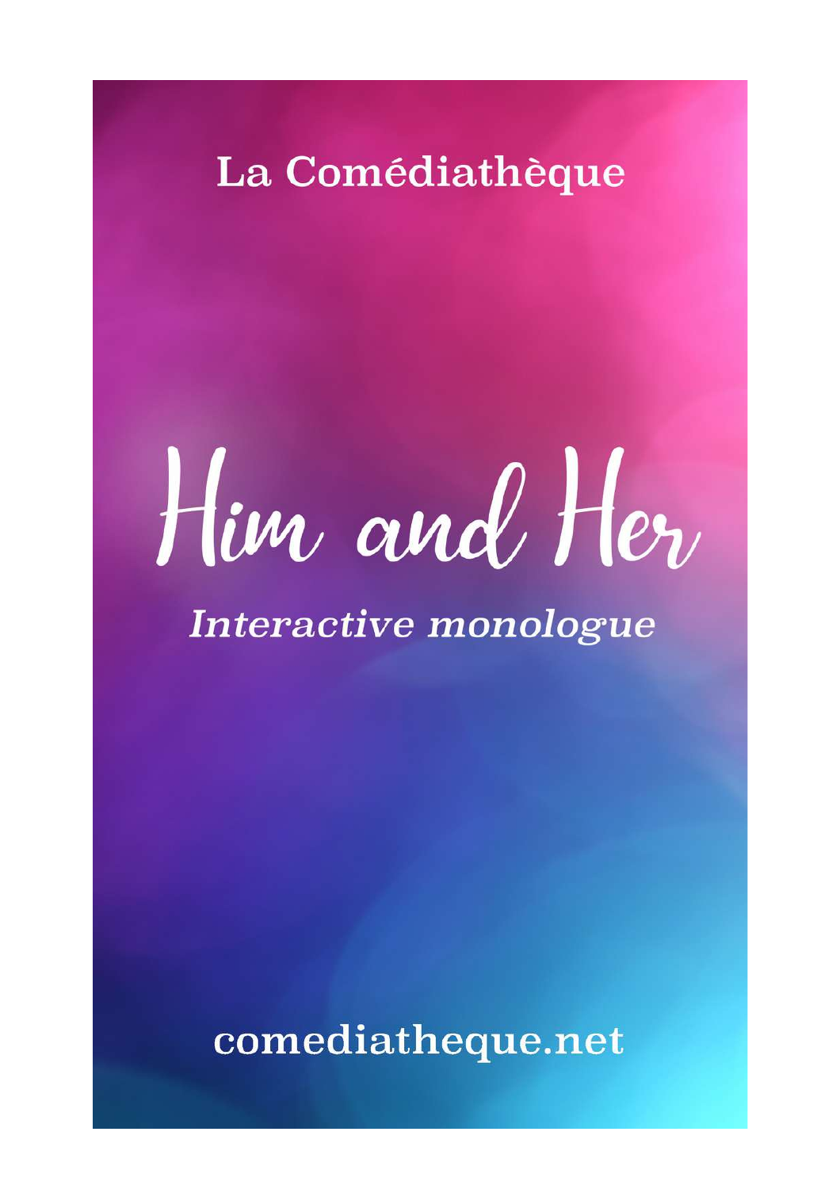La Comédiathèque

# Him and Her

*Interactive monologue*

comediatheque.net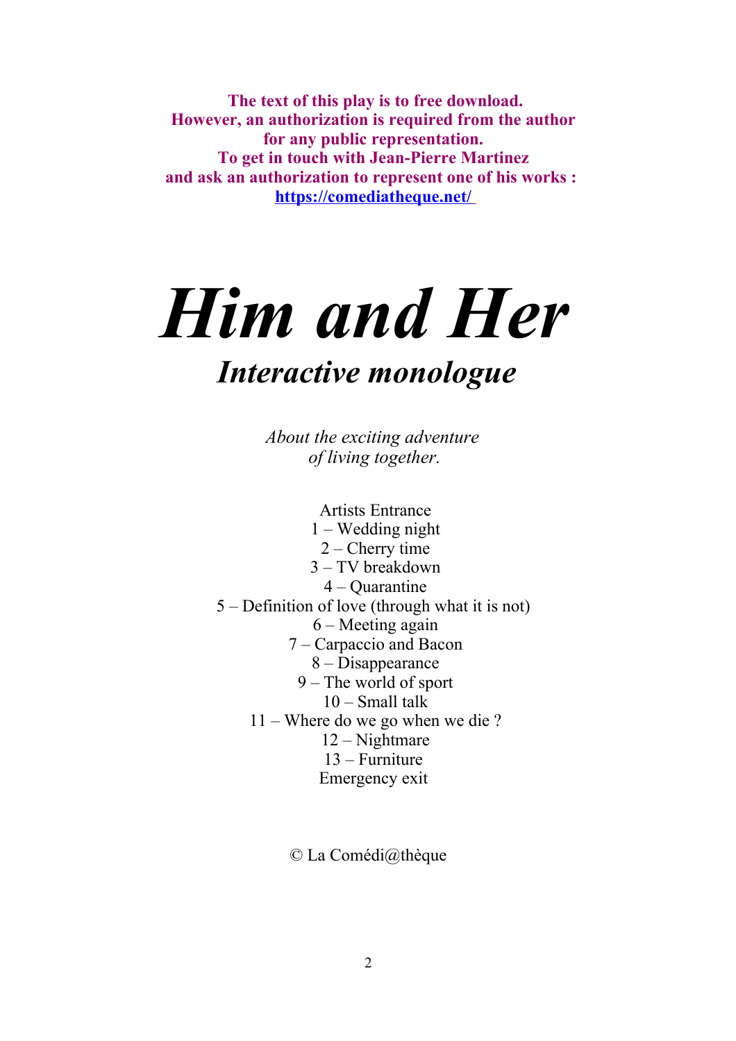**The text of this play is to free download.**
**However, an authorization is required from the author for any public representation.**
**To get in touch with Jean-Pierre Martinez and ask an authorization to represent one of his works :**
**[https://comediatheque.net/](https://comediatheque.net/)**

# *Him and Her*

## *Interactive monologue*

*About the exciting adventure of living together.*

Artists Entrance
1 – Wedding night
2 – Cherry time
3 – TV breakdown
4 – Quarantine
5 – Definition of love (through what it is not)
6 – Meeting again
7 – Carpaccio and Bacon
8 – Disappearance
9 – The world of sport
10 – Small talk
11 – Where do we go when we die ?
12 – Nightmare
13 – Furniture
Emergency exit

© La Comédi@thèque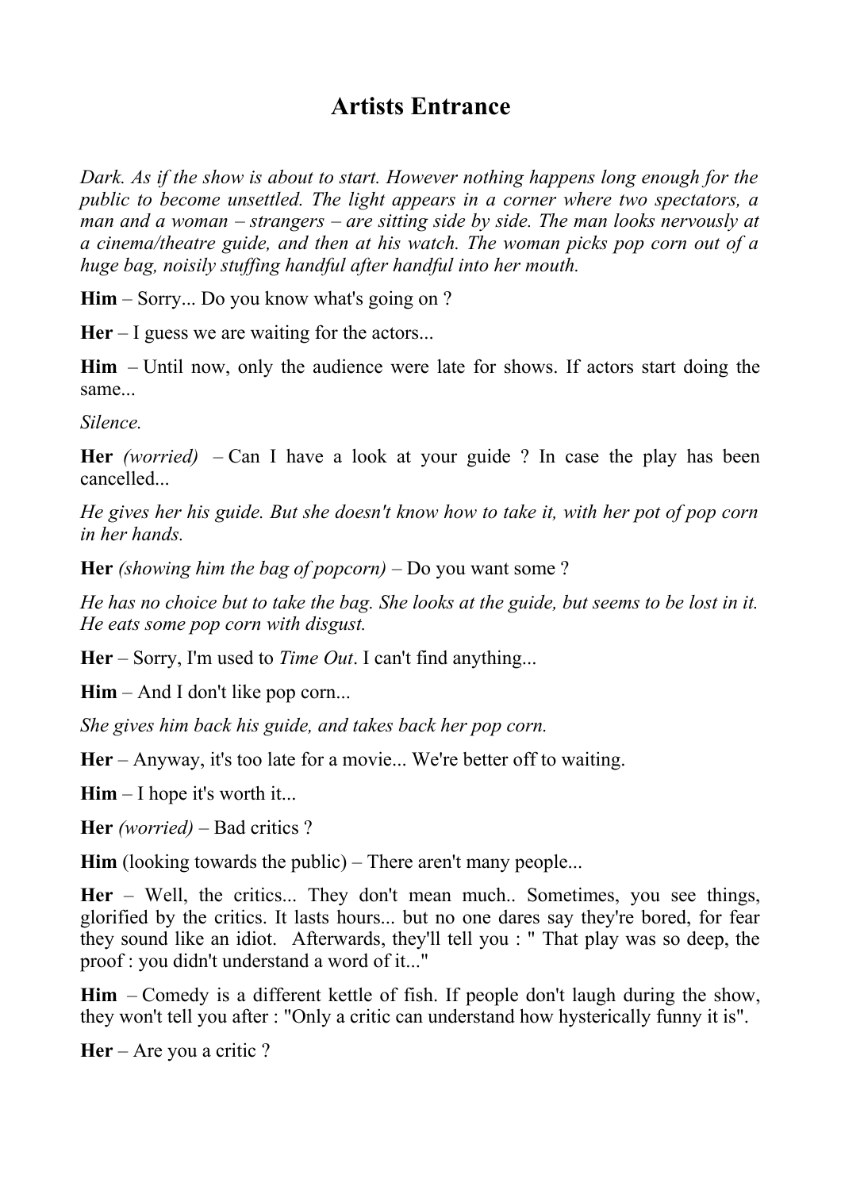# Artists Entrance

*Dark. As if the show is about to start. However nothing happens long enough for the public to become unsettled. The light appears in a corner where two spectators, a man and a woman – strangers – are sitting side by side. The man looks nervously at a cinema/theatre guide, and then at his watch. The woman picks pop corn out of a huge bag, noisily stuffing handful after handful into her mouth.*

**Him** – Sorry... Do you know what's going on ?

**Her** – I guess we are waiting for the actors...

**Him** – Until now, only the audience were late for shows. If actors start doing the same...

*Silence.*

**Her** *(worried)* – Can I have a look at your guide ? In case the play has been cancelled...

*He gives her his guide. But she doesn't know how to take it, with her pot of pop corn in her hands.*

**Her** *(showing him the bag of popcorn)* – Do you want some ?

*He has no choice but to take the bag. She looks at the guide, but seems to be lost in it. He eats some pop corn with disgust.*

**Her** – Sorry, I'm used to *Time Out*. I can't find anything...

**Him** – And I don't like pop corn...

*She gives him back his guide, and takes back her pop corn.*

**Her** – Anyway, it's too late for a movie... We're better off to waiting.

**Him** – I hope it's worth it...

**Her** *(worried)* – Bad critics ?

**Him** (looking towards the public) – There aren't many people...

**Her** – Well, the critics... They don't mean much.. Sometimes, you see things, glorified by the critics. It lasts hours... but no one dares say they're bored, for fear they sound like an idiot. Afterwards, they'll tell you : " That play was so deep, the proof : you didn't understand a word of it..."

**Him** – Comedy is a different kettle of fish. If people don't laugh during the show, they won't tell you after : "Only a critic can understand how hysterically funny it is".

**Her** – Are you a critic ?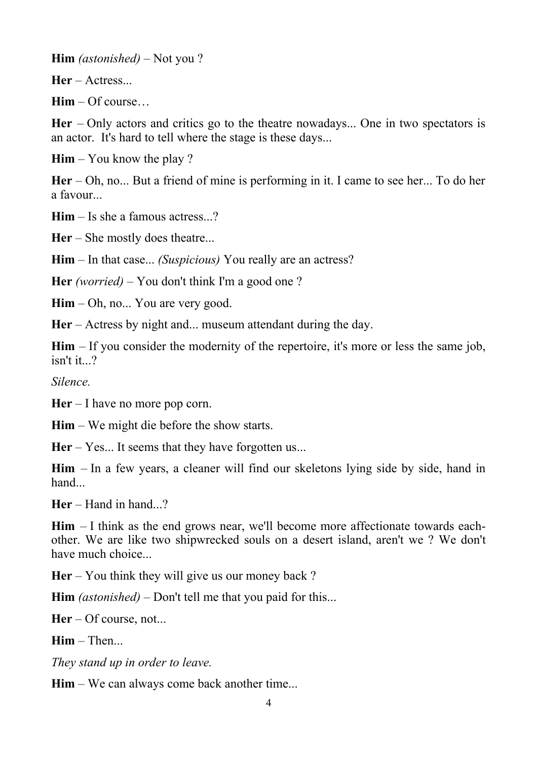**Him** *(astonished)* – Not you ?

**Her** – Actress...

**Him** – Of course…

**Her** – Only actors and critics go to the theatre nowadays... One in two spectators is an actor. It's hard to tell where the stage is these days...

**Him** – You know the play ?

**Her** – Oh, no... But a friend of mine is performing in it. I came to see her... To do her a favour...

**Him** – Is she a famous actress...?

**Her** – She mostly does theatre...

**Him** – In that case... *(Suspicious)* You really are an actress?

**Her** *(worried)* – You don't think I'm a good one ?

**Him** – Oh, no... You are very good.

**Her** – Actress by night and... museum attendant during the day.

**Him** – If you consider the modernity of the repertoire, it's more or less the same job, isn't it...?

*Silence.*

**Her** – I have no more pop corn.

**Him** – We might die before the show starts.

**Her** – Yes... It seems that they have forgotten us...

**Him** – In a few years, a cleaner will find our skeletons lying side by side, hand in hand...

**Her** – Hand in hand...?

**Him** – I think as the end grows near, we'll become more affectionate towards each-other. We are like two shipwrecked souls on a desert island, aren't we ? We don't have much choice...

**Her** – You think they will give us our money back ?

**Him** *(astonished)* – Don't tell me that you paid for this...

**Her** – Of course, not...

**Him** – Then...

*They stand up in order to leave.*

**Him** – We can always come back another time...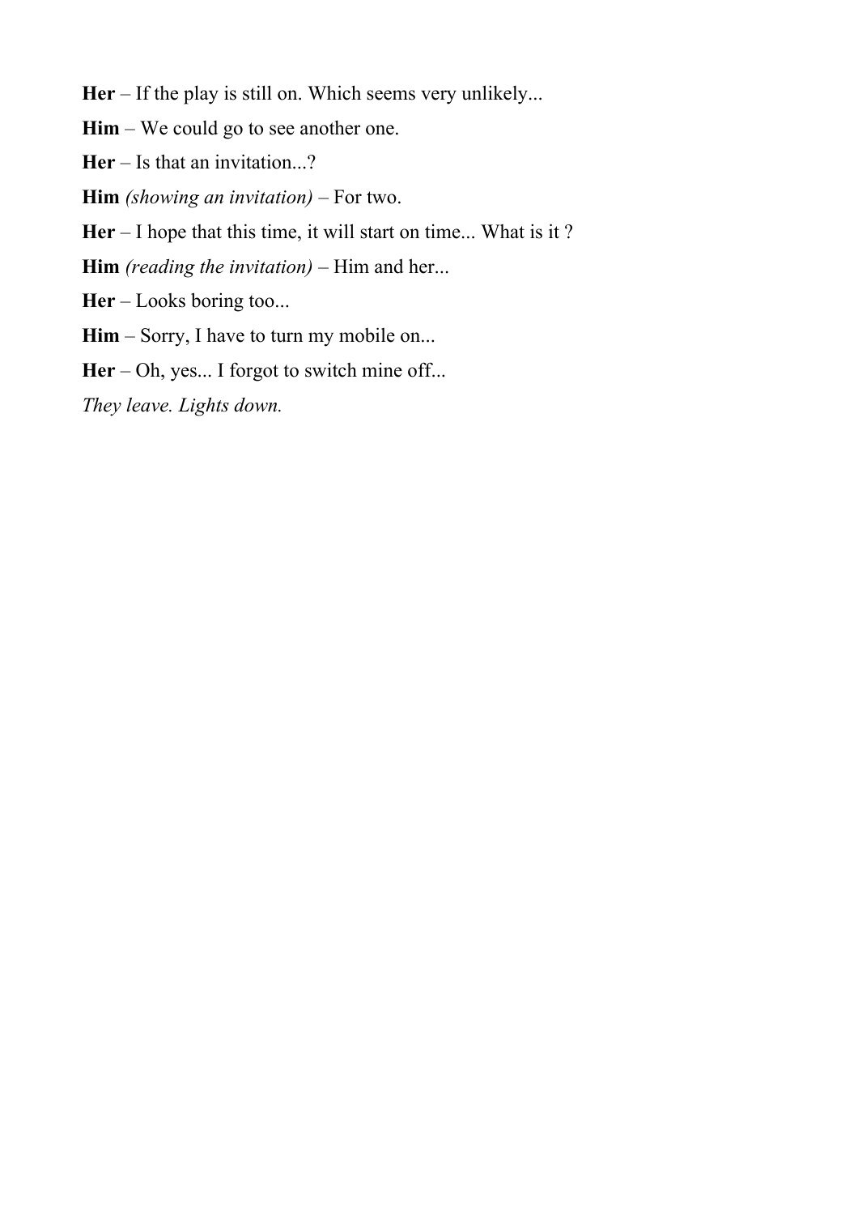**Her** – If the play is still on. Which seems very unlikely...

**Him** – We could go to see another one.

**Her** – Is that an invitation...?

**Him** *(showing an invitation)* – For two.

**Her** – I hope that this time, it will start on time... What is it ?

**Him** *(reading the invitation)* – Him and her...

**Her** – Looks boring too...

**Him** – Sorry, I have to turn my mobile on...

**Her** – Oh, yes... I forgot to switch mine off...

*They leave. Lights down.*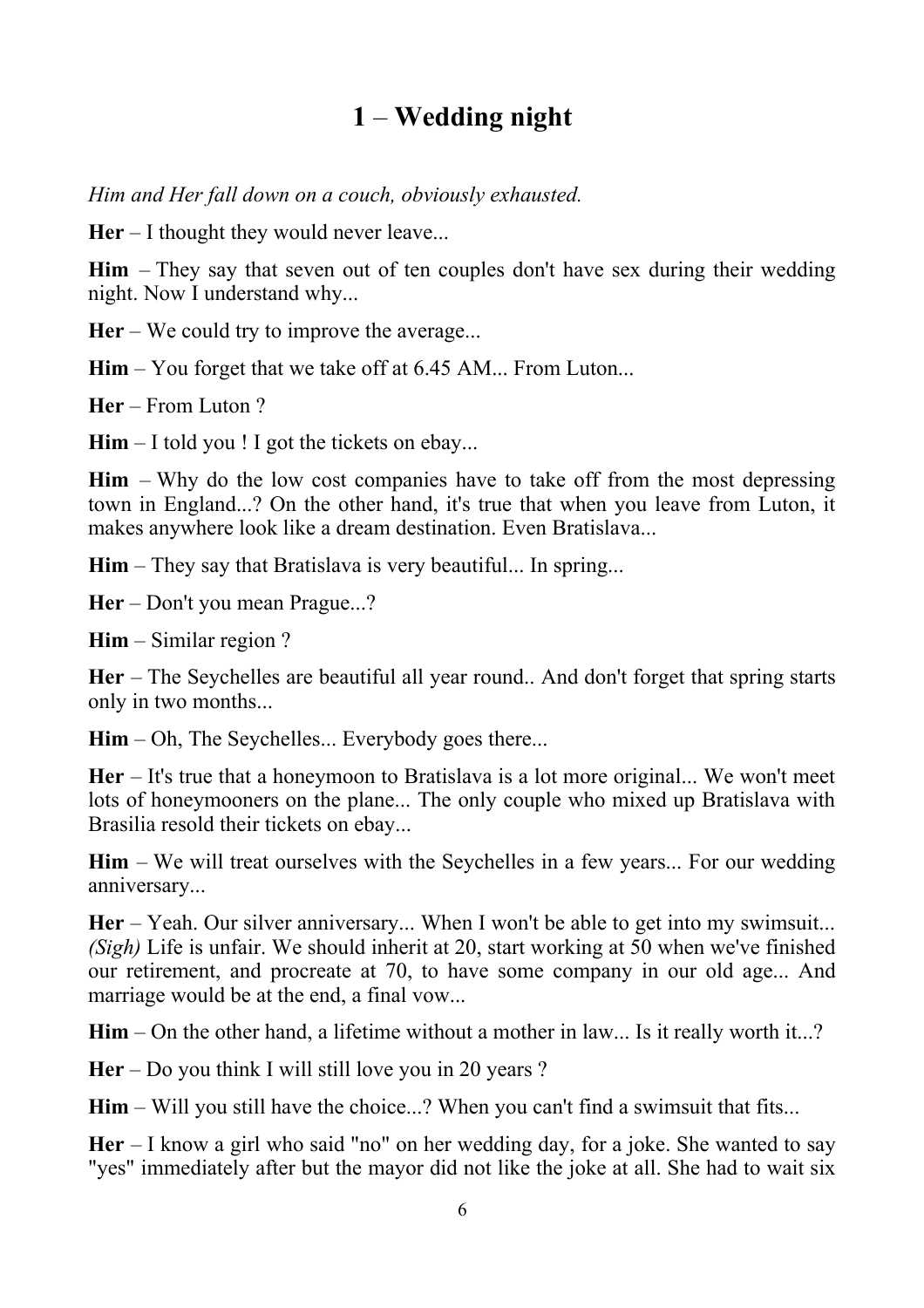# 1 – Wedding night

*Him and Her fall down on a couch, obviously exhausted.*

**Her** – I thought they would never leave...

**Him** – They say that seven out of ten couples don't have sex during their wedding night. Now I understand why...

**Her** – We could try to improve the average...

**Him** – You forget that we take off at 6.45 AM... From Luton...

**Her** – From Luton ?

**Him** – I told you ! I got the tickets on ebay...

**Him** – Why do the low cost companies have to take off from the most depressing town in England...? On the other hand, it's true that when you leave from Luton, it makes anywhere look like a dream destination. Even Bratislava...

**Him** – They say that Bratislava is very beautiful... In spring...

**Her** – Don't you mean Prague...?

**Him** – Similar region ?

**Her** – The Seychelles are beautiful all year round.. And don't forget that spring starts only in two months...

**Him** – Oh, The Seychelles... Everybody goes there...

**Her** – It's true that a honeymoon to Bratislava is a lot more original... We won't meet lots of honeymooners on the plane... The only couple who mixed up Bratislava with Brasilia resold their tickets on ebay...

**Him** – We will treat ourselves with the Seychelles in a few years... For our wedding anniversary...

**Her** – Yeah. Our silver anniversary... When I won't be able to get into my swimsuit... *(Sigh)* Life is unfair. We should inherit at 20, start working at 50 when we've finished our retirement, and procreate at 70, to have some company in our old age... And marriage would be at the end, a final vow...

**Him** – On the other hand, a lifetime without a mother in law... Is it really worth it...?

**Her** – Do you think I will still love you in 20 years ?

**Him** – Will you still have the choice...? When you can't find a swimsuit that fits...

**Her** – I know a girl who said "no" on her wedding day, for a joke. She wanted to say "yes" immediately after but the mayor did not like the joke at all. She had to wait six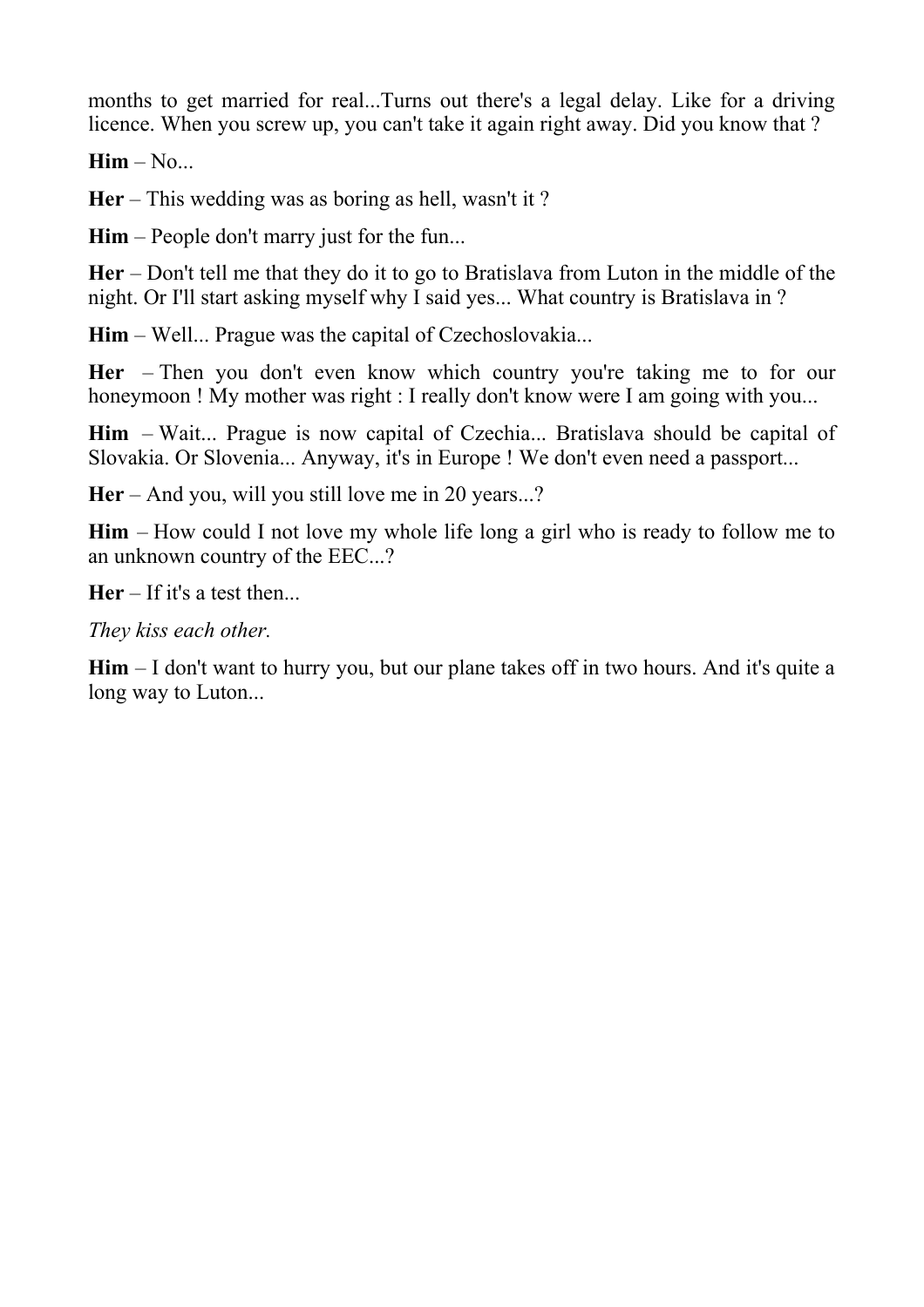months to get married for real...Turns out there's a legal delay. Like for a driving licence. When you screw up, you can't take it again right away. Did you know that ?

**Him** – No...

**Her** – This wedding was as boring as hell, wasn't it ?

**Him** – People don't marry just for the fun...

**Her** – Don't tell me that they do it to go to Bratislava from Luton in the middle of the night. Or I'll start asking myself why I said yes... What country is Bratislava in ?

**Him** – Well... Prague was the capital of Czechoslovakia...

**Her** – Then you don't even know which country you're taking me to for our honeymoon ! My mother was right : I really don't know were I am going with you...

**Him** – Wait... Prague is now capital of Czechia... Bratislava should be capital of Slovakia. Or Slovenia... Anyway, it's in Europe ! We don't even need a passport...

**Her** – And you, will you still love me in 20 years...?

**Him** – How could I not love my whole life long a girl who is ready to follow me to an unknown country of the EEC...?

**Her** – If it's a test then...

*They kiss each other.*

**Him** – I don't want to hurry you, but our plane takes off in two hours. And it's quite a long way to Luton...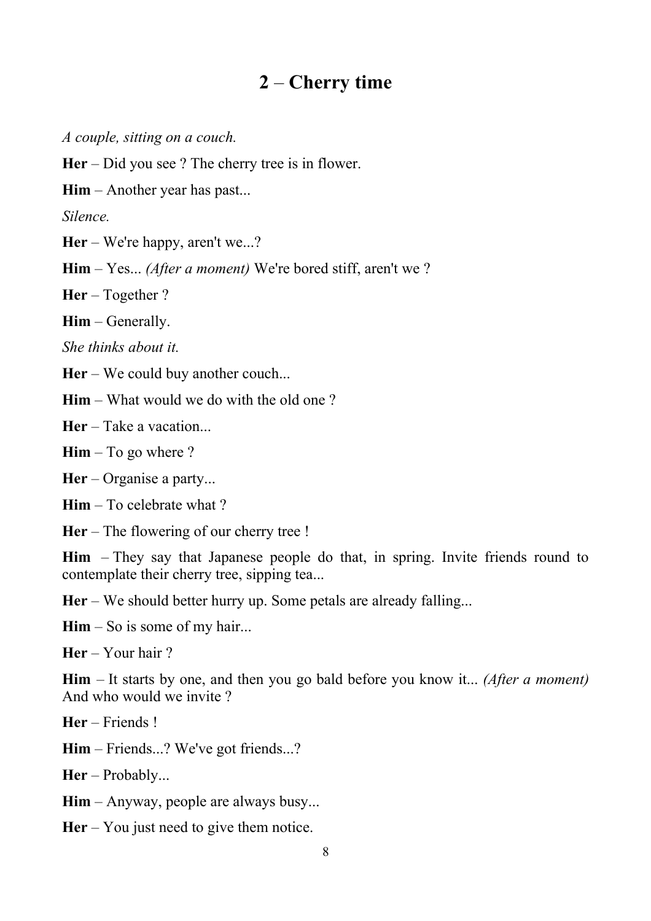## 2 – Cherry time

*A couple, sitting on a couch.*

**Her** – Did you see ? The cherry tree is in flower.

**Him** – Another year has past...

*Silence.*

**Her** – We're happy, aren't we...?

**Him** – Yes... *(After a moment)* We're bored stiff, aren't we ?

**Her** – Together ?

**Him** – Generally.

*She thinks about it.*

**Her** – We could buy another couch...

**Him** – What would we do with the old one ?

**Her** – Take a vacation...

**Him** – To go where ?

**Her** – Organise a party...

**Him** – To celebrate what ?

**Her** – The flowering of our cherry tree !

**Him** – They say that Japanese people do that, in spring. Invite friends round to contemplate their cherry tree, sipping tea...

**Her** – We should better hurry up. Some petals are already falling...

**Him** – So is some of my hair...

**Her** – Your hair ?

**Him** – It starts by one, and then you go bald before you know it... *(After a moment)* And who would we invite ?

**Her** – Friends !

**Him** – Friends...? We've got friends...?

**Her** – Probably...

**Him** – Anyway, people are always busy...

**Her** – You just need to give them notice.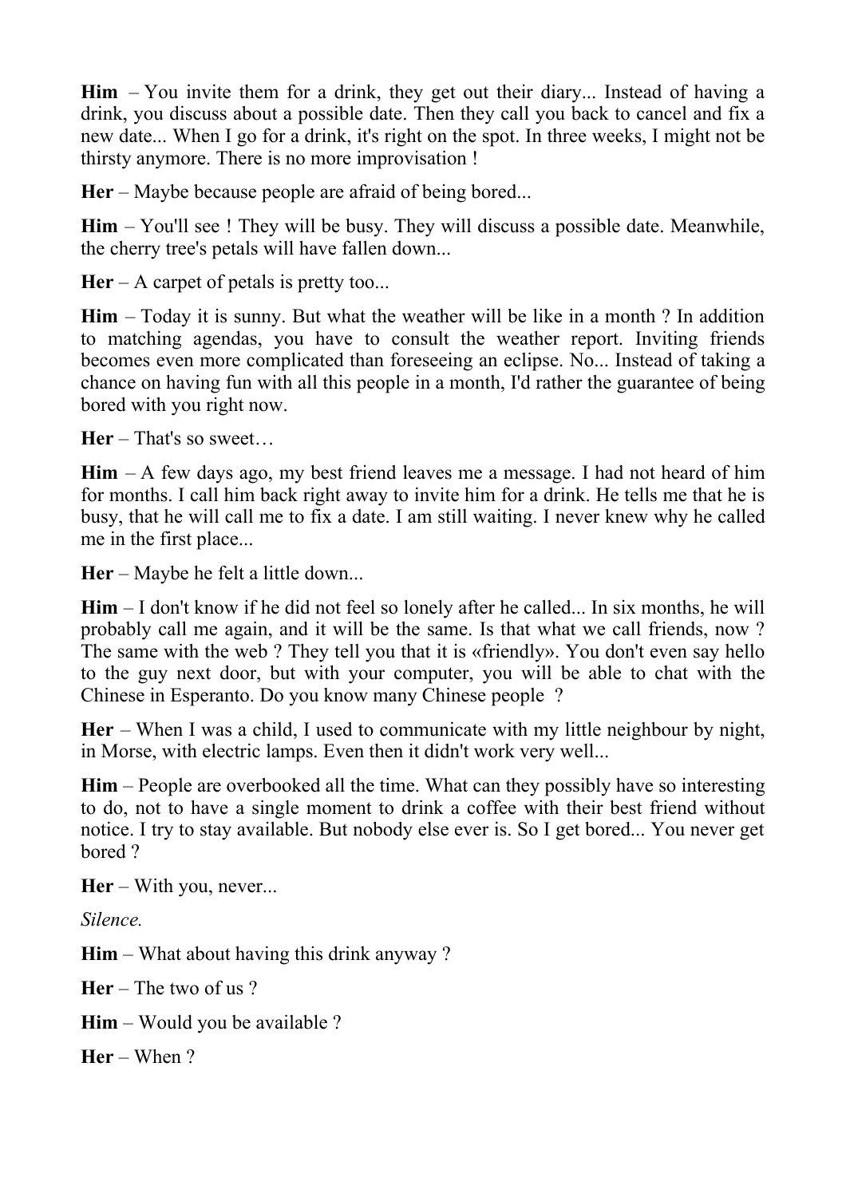**Him** – You invite them for a drink, they get out their diary... Instead of having a drink, you discuss about a possible date. Then they call you back to cancel and fix a new date... When I go for a drink, it's right on the spot. In three weeks, I might not be thirsty anymore. There is no more improvisation !

**Her** – Maybe because people are afraid of being bored...

**Him** – You'll see ! They will be busy. They will discuss a possible date. Meanwhile, the cherry tree's petals will have fallen down...

**Her** – A carpet of petals is pretty too...

**Him** – Today it is sunny. But what the weather will be like in a month ? In addition to matching agendas, you have to consult the weather report. Inviting friends becomes even more complicated than foreseeing an eclipse. No... Instead of taking a chance on having fun with all this people in a month, I'd rather the guarantee of being bored with you right now.

**Her** – That's so sweet…

**Him** – A few days ago, my best friend leaves me a message. I had not heard of him for months. I call him back right away to invite him for a drink. He tells me that he is busy, that he will call me to fix a date. I am still waiting. I never knew why he called me in the first place...

**Her** – Maybe he felt a little down...

**Him** – I don't know if he did not feel so lonely after he called... In six months, he will probably call me again, and it will be the same. Is that what we call friends, now ? The same with the web ? They tell you that it is «friendly». You don't even say hello to the guy next door, but with your computer, you will be able to chat with the Chinese in Esperanto. Do you know many Chinese people ?

**Her** – When I was a child, I used to communicate with my little neighbour by night, in Morse, with electric lamps. Even then it didn't work very well...

**Him** – People are overbooked all the time. What can they possibly have so interesting to do, not to have a single moment to drink a coffee with their best friend without notice. I try to stay available. But nobody else ever is. So I get bored... You never get bored ?

**Her** – With you, never...

*Silence.*

**Him** – What about having this drink anyway ?

**Her** – The two of us ?

**Him** – Would you be available ?

**Her** – When ?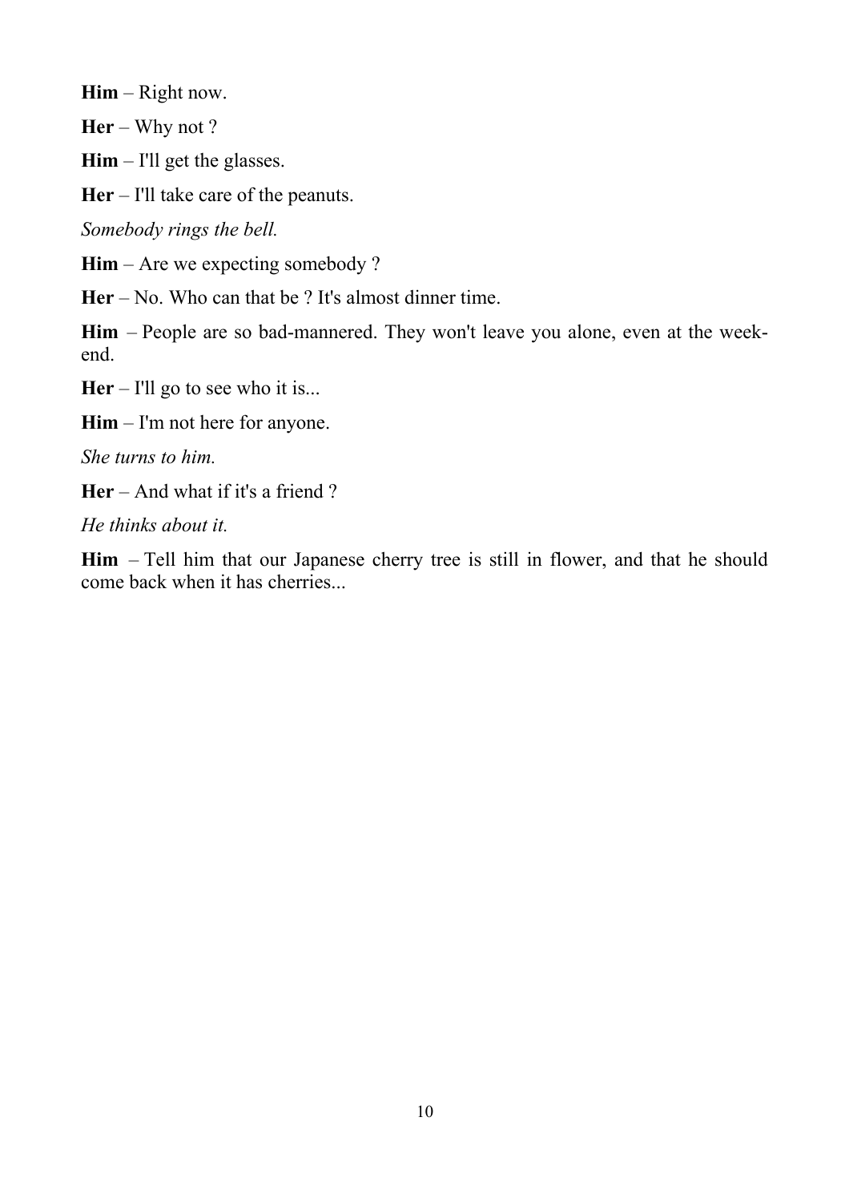**Him** – Right now.

**Her** – Why not ?

**Him** – I'll get the glasses.

**Her** – I'll take care of the peanuts.

*Somebody rings the bell.*

**Him** – Are we expecting somebody ?

**Her** – No. Who can that be ? It's almost dinner time.

**Him** – People are so bad-mannered. They won't leave you alone, even at the week-end.

**Her** – I'll go to see who it is...

**Him** – I'm not here for anyone.

*She turns to him.*

**Her** – And what if it's a friend ?

*He thinks about it.*

**Him** – Tell him that our Japanese cherry tree is still in flower, and that he should come back when it has cherries...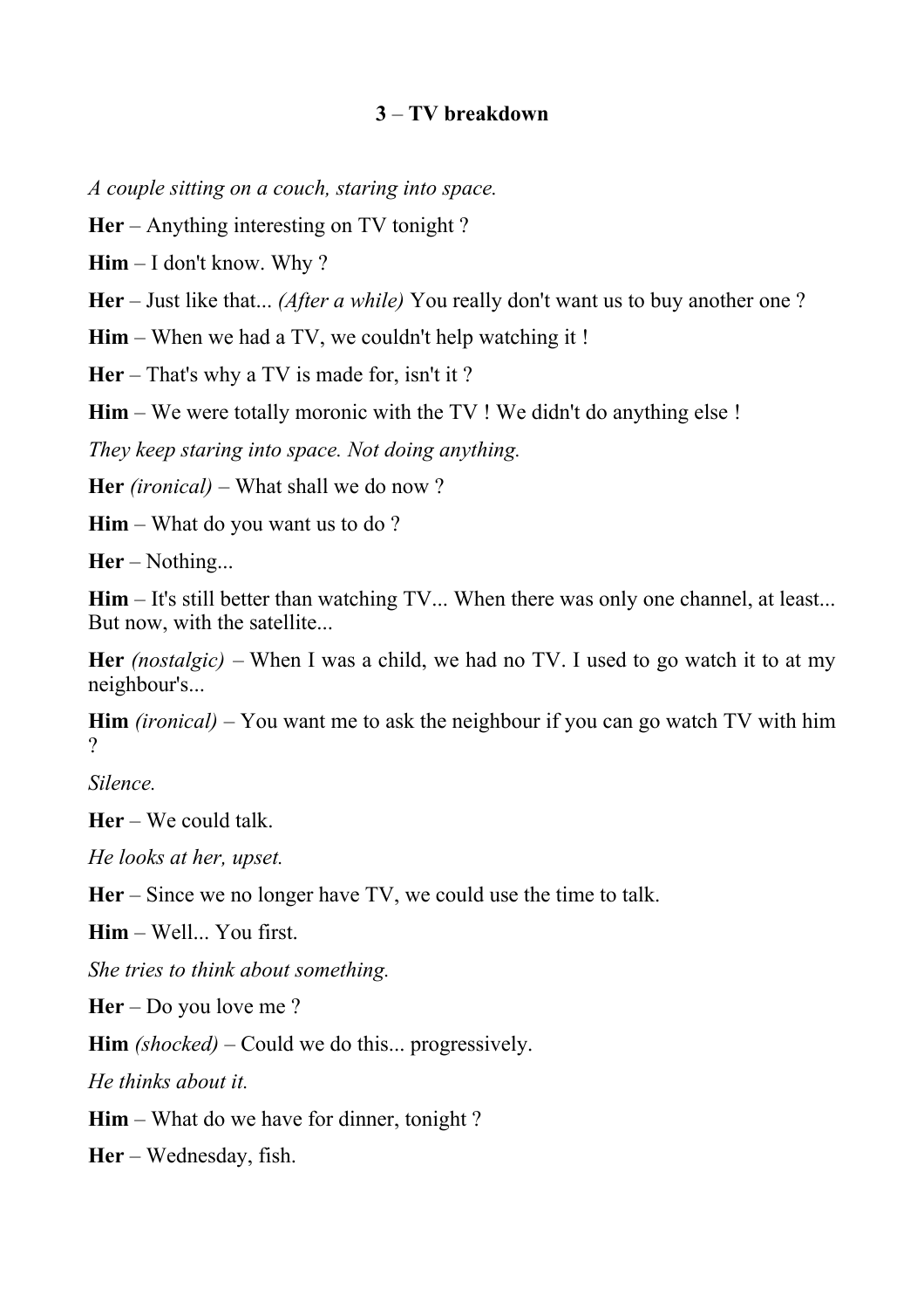### 3 – TV breakdown

*A couple sitting on a couch, staring into space.*

**Her** – Anything interesting on TV tonight ?

**Him** – I don't know. Why ?

**Her** – Just like that... *(After a while)* You really don't want us to buy another one ?

**Him** – When we had a TV, we couldn't help watching it !

**Her** – That's why a TV is made for, isn't it ?

**Him** – We were totally moronic with the TV ! We didn't do anything else !

*They keep staring into space. Not doing anything.*

**Her** *(ironical)* – What shall we do now ?

**Him** – What do you want us to do ?

**Her** – Nothing...

**Him** – It's still better than watching TV... When there was only one channel, at least... But now, with the satellite...

**Her** *(nostalgic)* – When I was a child, we had no TV. I used to go watch it to at my neighbour's...

**Him** *(ironical)* – You want me to ask the neighbour if you can go watch TV with him ?

*Silence.*

**Her** – We could talk.

*He looks at her, upset.*

**Her** – Since we no longer have TV, we could use the time to talk.

**Him** – Well... You first.

*She tries to think about something.*

**Her** – Do you love me ?

**Him** *(shocked)* – Could we do this... progressively.

*He thinks about it.*

**Him** – What do we have for dinner, tonight ?

**Her** – Wednesday, fish.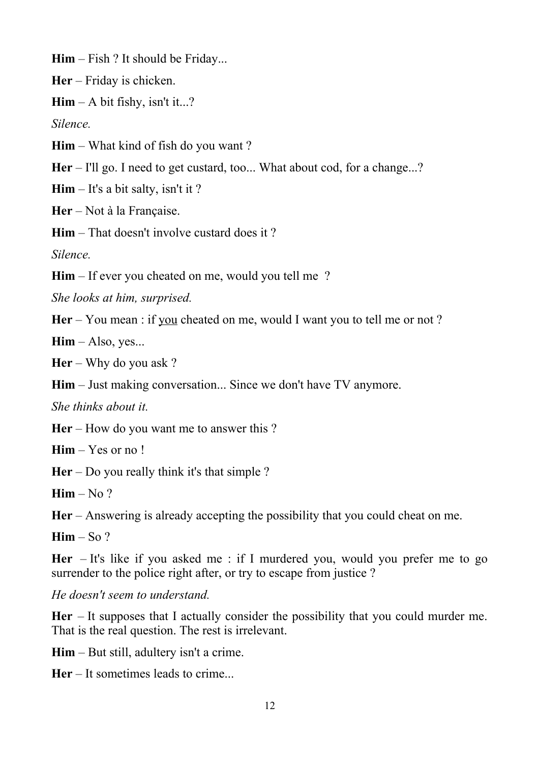**Him** – Fish ? It should be Friday...

**Her** – Friday is chicken.

**Him** – A bit fishy, isn't it...?

*Silence.*

**Him** – What kind of fish do you want ?

**Her** – I'll go. I need to get custard, too... What about cod, for a change...?

**Him** – It's a bit salty, isn't it ?

**Her** – Not à la Française.

**Him** – That doesn't involve custard does it ?

*Silence.*

**Him** – If ever you cheated on me, would you tell me ?

*She looks at him, surprised.*

**Her** – You mean : if <u>you</u> cheated on me, would I want you to tell me or not ?

**Him** – Also, yes...

**Her** – Why do you ask ?

**Him** – Just making conversation... Since we don't have TV anymore.

*She thinks about it.*

**Her** – How do you want me to answer this ?

**Him** – Yes or no !

**Her** – Do you really think it's that simple ?

**Him** – No ?

**Her** – Answering is already accepting the possibility that you could cheat on me.

**Him** – So ?

**Her** – It's like if you asked me : if I murdered you, would you prefer me to go surrender to the police right after, or try to escape from justice ?

*He doesn't seem to understand.*

**Her** – It supposes that I actually consider the possibility that you could murder me. That is the real question. The rest is irrelevant.

**Him** – But still, adultery isn't a crime.

**Her** – It sometimes leads to crime...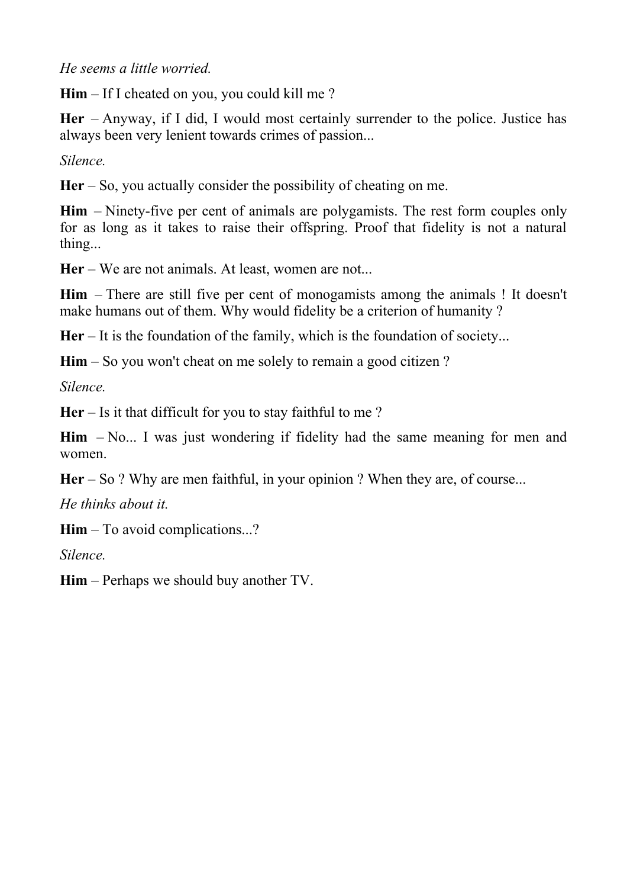*He seems a little worried.*

**Him** – If I cheated on you, you could kill me ?

**Her** – Anyway, if I did, I would most certainly surrender to the police. Justice has always been very lenient towards crimes of passion...

*Silence.*

**Her** – So, you actually consider the possibility of cheating on me.

**Him** – Ninety-five per cent of animals are polygamists. The rest form couples only for as long as it takes to raise their offspring. Proof that fidelity is not a natural thing...

**Her** – We are not animals. At least, women are not...

**Him** – There are still five per cent of monogamists among the animals ! It doesn't make humans out of them. Why would fidelity be a criterion of humanity ?

**Her** – It is the foundation of the family, which is the foundation of society...

**Him** – So you won't cheat on me solely to remain a good citizen ?

*Silence.*

**Her** – Is it that difficult for you to stay faithful to me ?

**Him** – No... I was just wondering if fidelity had the same meaning for men and women.

**Her** – So ? Why are men faithful, in your opinion ? When they are, of course...

*He thinks about it.*

**Him** – To avoid complications...?

*Silence.*

**Him** – Perhaps we should buy another TV.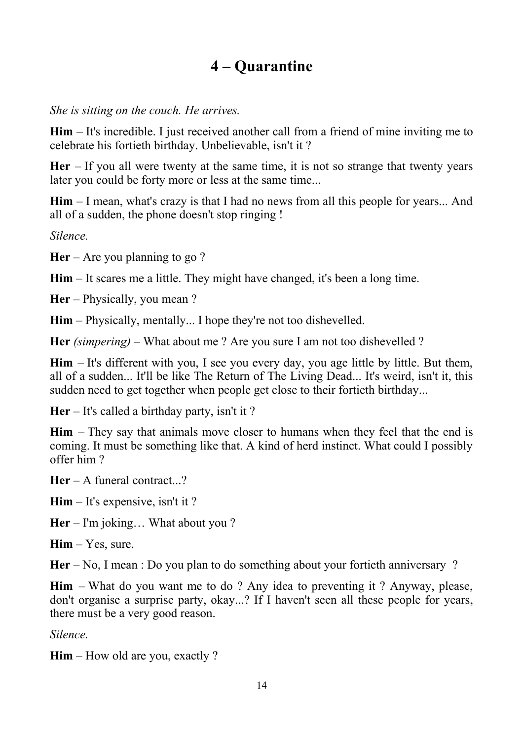# 4 – Quarantine

*She is sitting on the couch. He arrives.*

**Him** – It's incredible. I just received another call from a friend of mine inviting me to celebrate his fortieth birthday. Unbelievable, isn't it ?

**Her** – If you all were twenty at the same time, it is not so strange that twenty years later you could be forty more or less at the same time...

**Him** – I mean, what's crazy is that I had no news from all this people for years... And all of a sudden, the phone doesn't stop ringing !

*Silence.*

**Her** – Are you planning to go ?

**Him** – It scares me a little. They might have changed, it's been a long time.

**Her** – Physically, you mean ?

**Him** – Physically, mentally... I hope they're not too dishevelled.

**Her** *(simpering)* – What about me ? Are you sure I am not too dishevelled ?

**Him** – It's different with you, I see you every day, you age little by little. But them, all of a sudden... It'll be like The Return of The Living Dead... It's weird, isn't it, this sudden need to get together when people get close to their fortieth birthday...

**Her** – It's called a birthday party, isn't it ?

**Him** – They say that animals move closer to humans when they feel that the end is coming. It must be something like that. A kind of herd instinct. What could I possibly offer him ?

**Her** – A funeral contract...?

**Him** – It's expensive, isn't it ?

**Her** – I'm joking… What about you ?

**Him** – Yes, sure.

**Her** – No, I mean : Do you plan to do something about your fortieth anniversary ?

**Him** – What do you want me to do ? Any idea to preventing it ? Anyway, please, don't organise a surprise party, okay...? If I haven't seen all these people for years, there must be a very good reason.

*Silence.*

**Him** – How old are you, exactly ?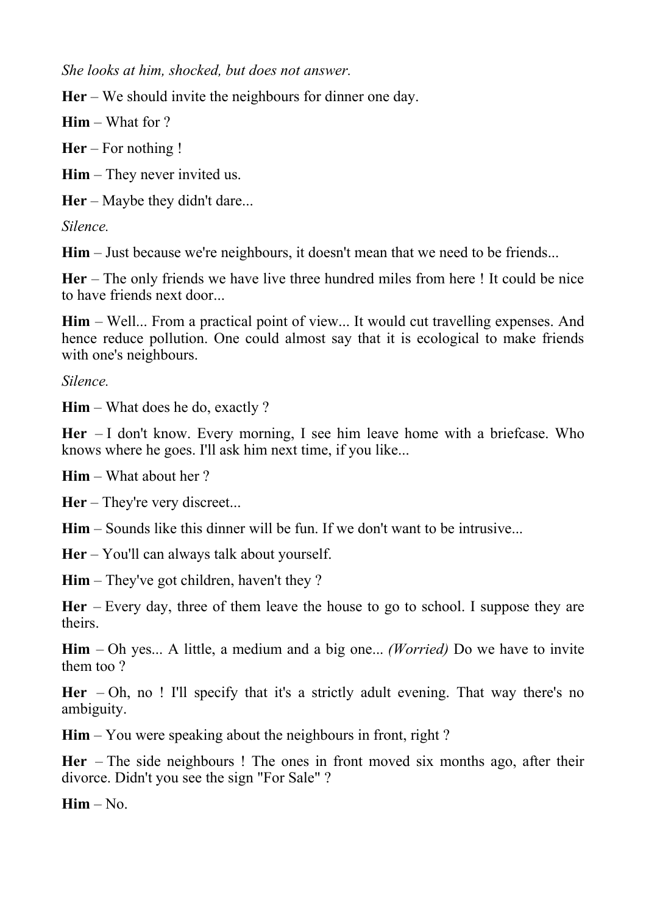*She looks at him, shocked, but does not answer.*

**Her** – We should invite the neighbours for dinner one day.

**Him** – What for ?

**Her** – For nothing !

**Him** – They never invited us.

**Her** – Maybe they didn't dare...

*Silence.*

**Him** – Just because we're neighbours, it doesn't mean that we need to be friends...

**Her** – The only friends we have live three hundred miles from here ! It could be nice to have friends next door...

**Him** – Well... From a practical point of view... It would cut travelling expenses. And hence reduce pollution. One could almost say that it is ecological to make friends with one's neighbours.

*Silence.*

**Him** – What does he do, exactly ?

**Her** – I don't know. Every morning, I see him leave home with a briefcase. Who knows where he goes. I'll ask him next time, if you like...

**Him** – What about her ?

**Her** – They're very discreet...

**Him** – Sounds like this dinner will be fun. If we don't want to be intrusive...

**Her** – You'll can always talk about yourself.

**Him** – They've got children, haven't they ?

**Her** – Every day, three of them leave the house to go to school. I suppose they are theirs.

**Him** – Oh yes... A little, a medium and a big one... *(Worried)* Do we have to invite them too ?

**Her** – Oh, no ! I'll specify that it's a strictly adult evening. That way there's no ambiguity.

**Him** – You were speaking about the neighbours in front, right ?

**Her** – The side neighbours ! The ones in front moved six months ago, after their divorce. Didn't you see the sign "For Sale" ?

**Him** – No.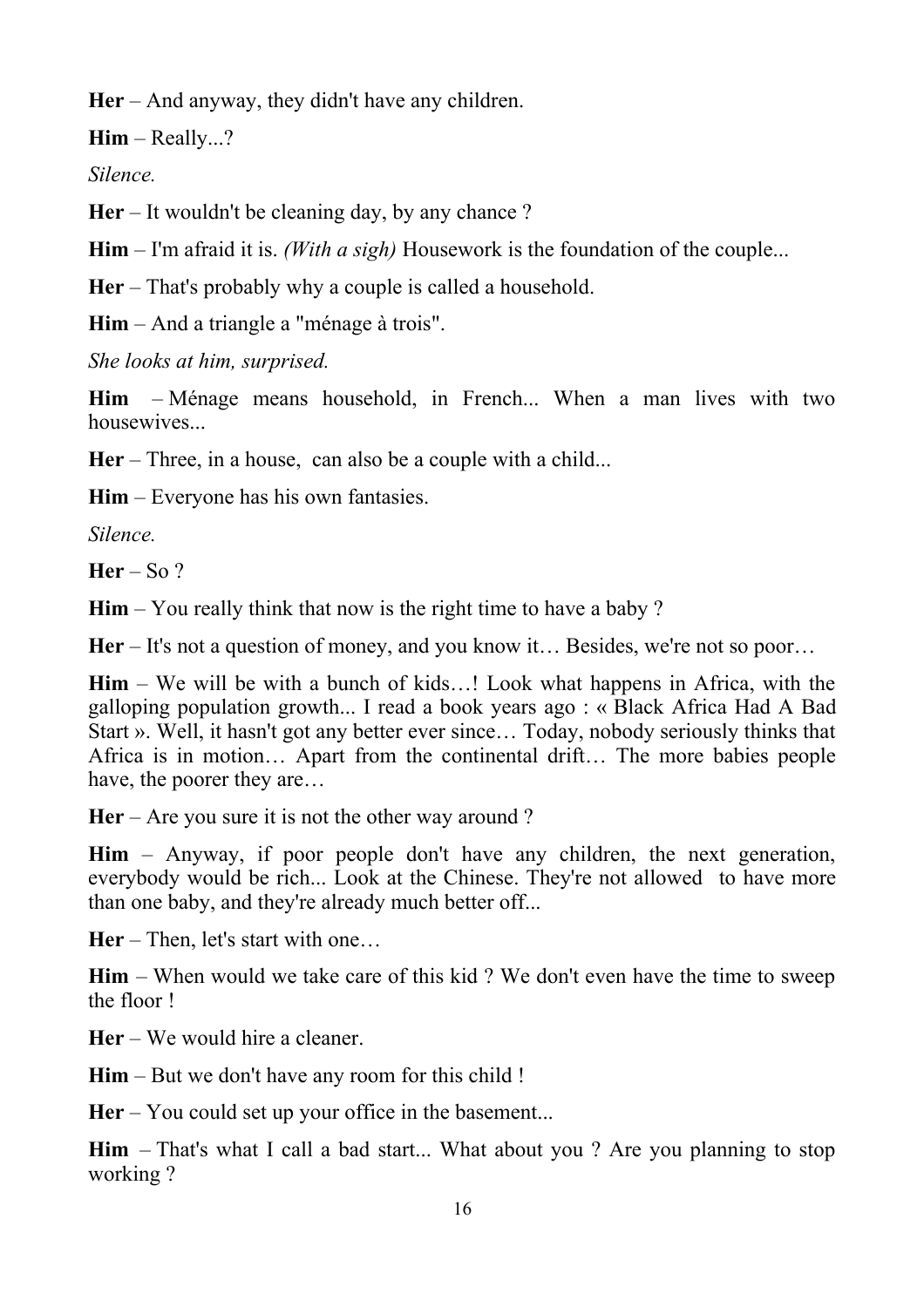**Her** – And anyway, they didn't have any children.

**Him** – Really...?

*Silence.*

**Her** – It wouldn't be cleaning day, by any chance ?

**Him** – I'm afraid it is. *(With a sigh)* Housework is the foundation of the couple...

**Her** – That's probably why a couple is called a household.

**Him** – And a triangle a "ménage à trois".

*She looks at him, surprised.*

**Him** – Ménage means household, in French... When a man lives with two housewives...

**Her** – Three, in a house, can also be a couple with a child...

**Him** – Everyone has his own fantasies.

*Silence.*

**Her** – So ?

**Him** – You really think that now is the right time to have a baby ?

**Her** – It's not a question of money, and you know it… Besides, we're not so poor…

**Him** – We will be with a bunch of kids…! Look what happens in Africa, with the galloping population growth... I read a book years ago : « Black Africa Had A Bad Start ». Well, it hasn't got any better ever since… Today, nobody seriously thinks that Africa is in motion… Apart from the continental drift… The more babies people have, the poorer they are…

**Her** – Are you sure it is not the other way around ?

**Him** – Anyway, if poor people don't have any children, the next generation, everybody would be rich... Look at the Chinese. They're not allowed to have more than one baby, and they're already much better off...

**Her** – Then, let's start with one…

**Him** – When would we take care of this kid ? We don't even have the time to sweep the floor !

**Her** – We would hire a cleaner.

**Him** – But we don't have any room for this child !

**Her** – You could set up your office in the basement...

**Him** – That's what I call a bad start... What about you ? Are you planning to stop working ?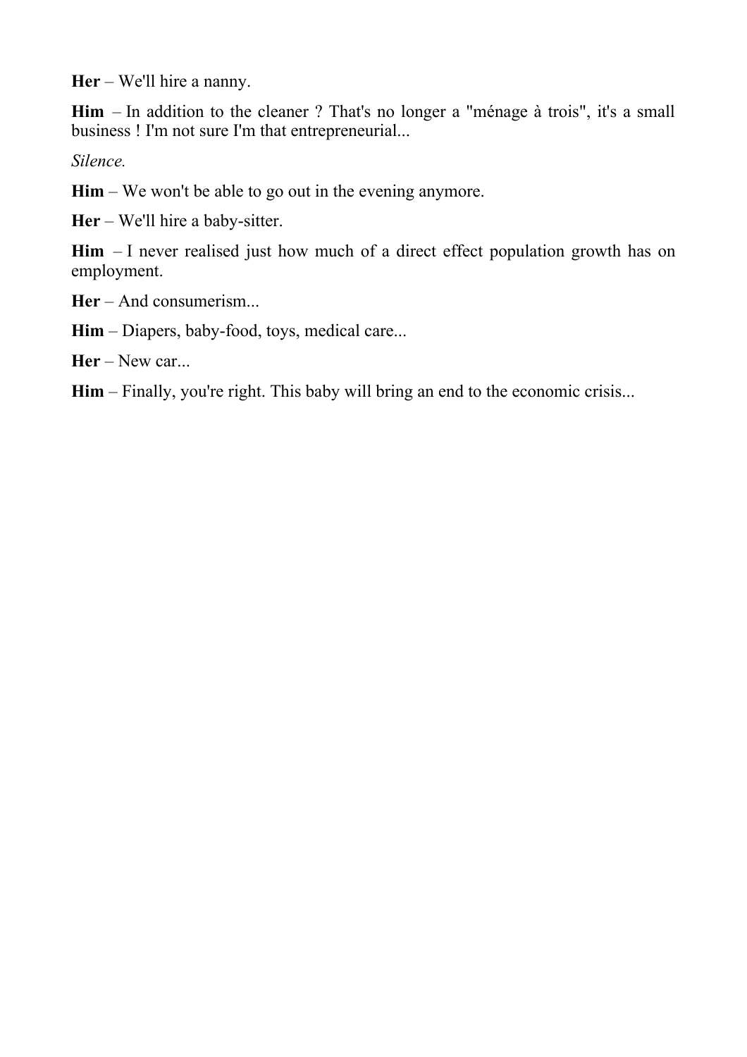**Her** – We'll hire a nanny.

**Him** – In addition to the cleaner ? That's no longer a "ménage à trois", it's a small business ! I'm not sure I'm that entrepreneurial...

*Silence.*

**Him** – We won't be able to go out in the evening anymore.

**Her** – We'll hire a baby-sitter.

**Him** – I never realised just how much of a direct effect population growth has on employment.

**Her** – And consumerism...

**Him** – Diapers, baby-food, toys, medical care...

**Her** – New car...

**Him** – Finally, you're right. This baby will bring an end to the economic crisis...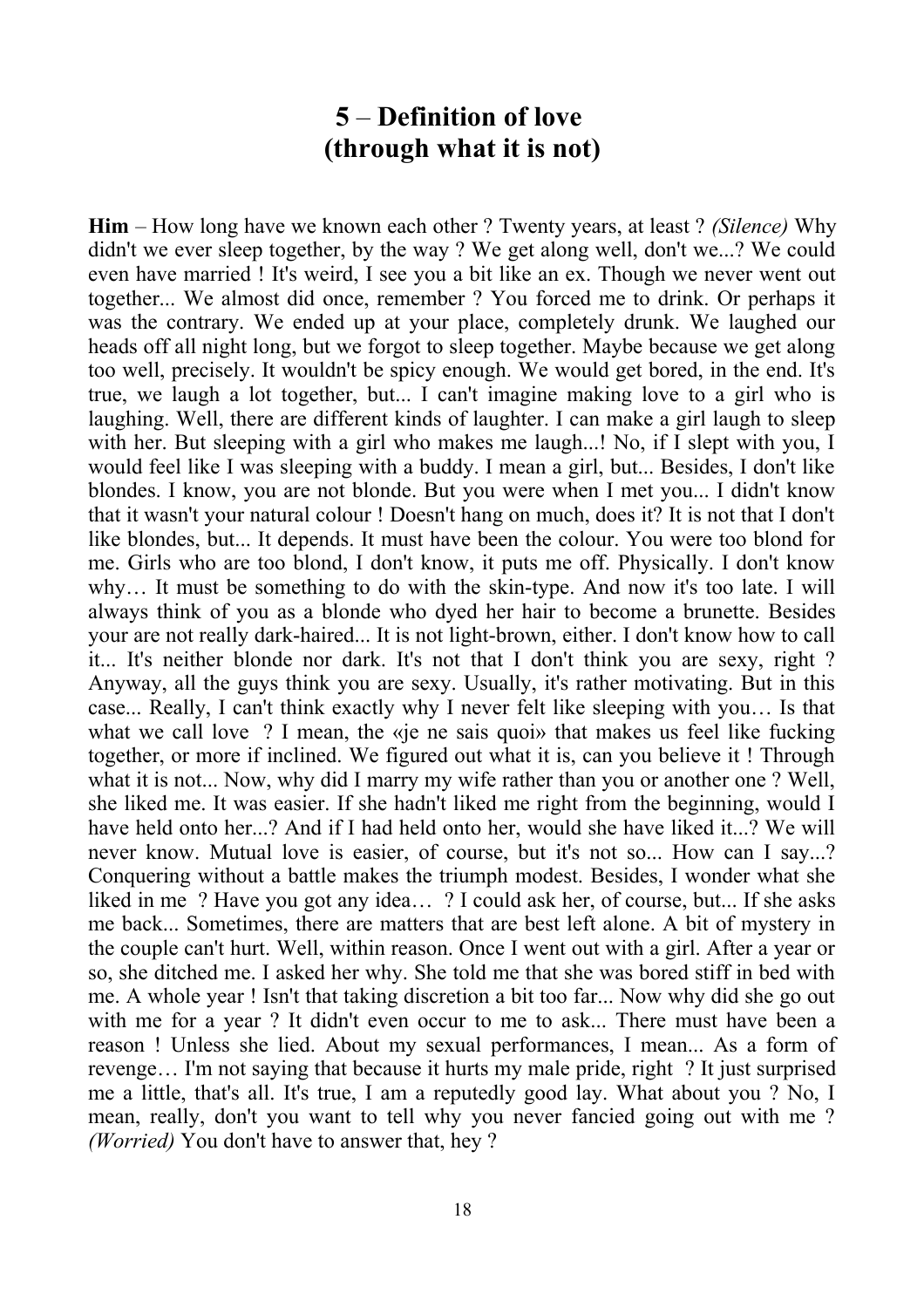# 5 – Definition of love (through what it is not)

**Him** – How long have we known each other ? Twenty years, at least ? *(Silence)* Why didn't we ever sleep together, by the way ? We get along well, don't we...? We could even have married ! It's weird, I see you a bit like an ex. Though we never went out together... We almost did once, remember ? You forced me to drink. Or perhaps it was the contrary. We ended up at your place, completely drunk. We laughed our heads off all night long, but we forgot to sleep together. Maybe because we get along too well, precisely. It wouldn't be spicy enough. We would get bored, in the end. It's true, we laugh a lot together, but... I can't imagine making love to a girl who is laughing. Well, there are different kinds of laughter. I can make a girl laugh to sleep with her. But sleeping with a girl who makes me laugh...! No, if I slept with you, I would feel like I was sleeping with a buddy. I mean a girl, but... Besides, I don't like blondes. I know, you are not blonde. But you were when I met you... I didn't know that it wasn't your natural colour ! Doesn't hang on much, does it? It is not that I don't like blondes, but... It depends. It must have been the colour. You were too blond for me. Girls who are too blond, I don't know, it puts me off. Physically. I don't know why… It must be something to do with the skin-type. And now it's too late. I will always think of you as a blonde who dyed her hair to become a brunette. Besides your are not really dark-haired... It is not light-brown, either. I don't know how to call it... It's neither blonde nor dark. It's not that I don't think you are sexy, right ? Anyway, all the guys think you are sexy. Usually, it's rather motivating. But in this case... Really, I can't think exactly why I never felt like sleeping with you… Is that what we call love ? I mean, the «je ne sais quoi» that makes us feel like fucking together, or more if inclined. We figured out what it is, can you believe it ! Through what it is not... Now, why did I marry my wife rather than you or another one ? Well, she liked me. It was easier. If she hadn't liked me right from the beginning, would I have held onto her...? And if I had held onto her, would she have liked it...? We will never know. Mutual love is easier, of course, but it's not so... How can I say...? Conquering without a battle makes the triumph modest. Besides, I wonder what she liked in me ? Have you got any idea… ? I could ask her, of course, but... If she asks me back... Sometimes, there are matters that are best left alone. A bit of mystery in the couple can't hurt. Well, within reason. Once I went out with a girl. After a year or so, she ditched me. I asked her why. She told me that she was bored stiff in bed with me. A whole year ! Isn't that taking discretion a bit too far... Now why did she go out with me for a year ? It didn't even occur to me to ask... There must have been a reason ! Unless she lied. About my sexual performances, I mean... As a form of revenge… I'm not saying that because it hurts my male pride, right ? It just surprised me a little, that's all. It's true, I am a reputedly good lay. What about you ? No, I mean, really, don't you want to tell why you never fancied going out with me ? *(Worried)* You don't have to answer that, hey ?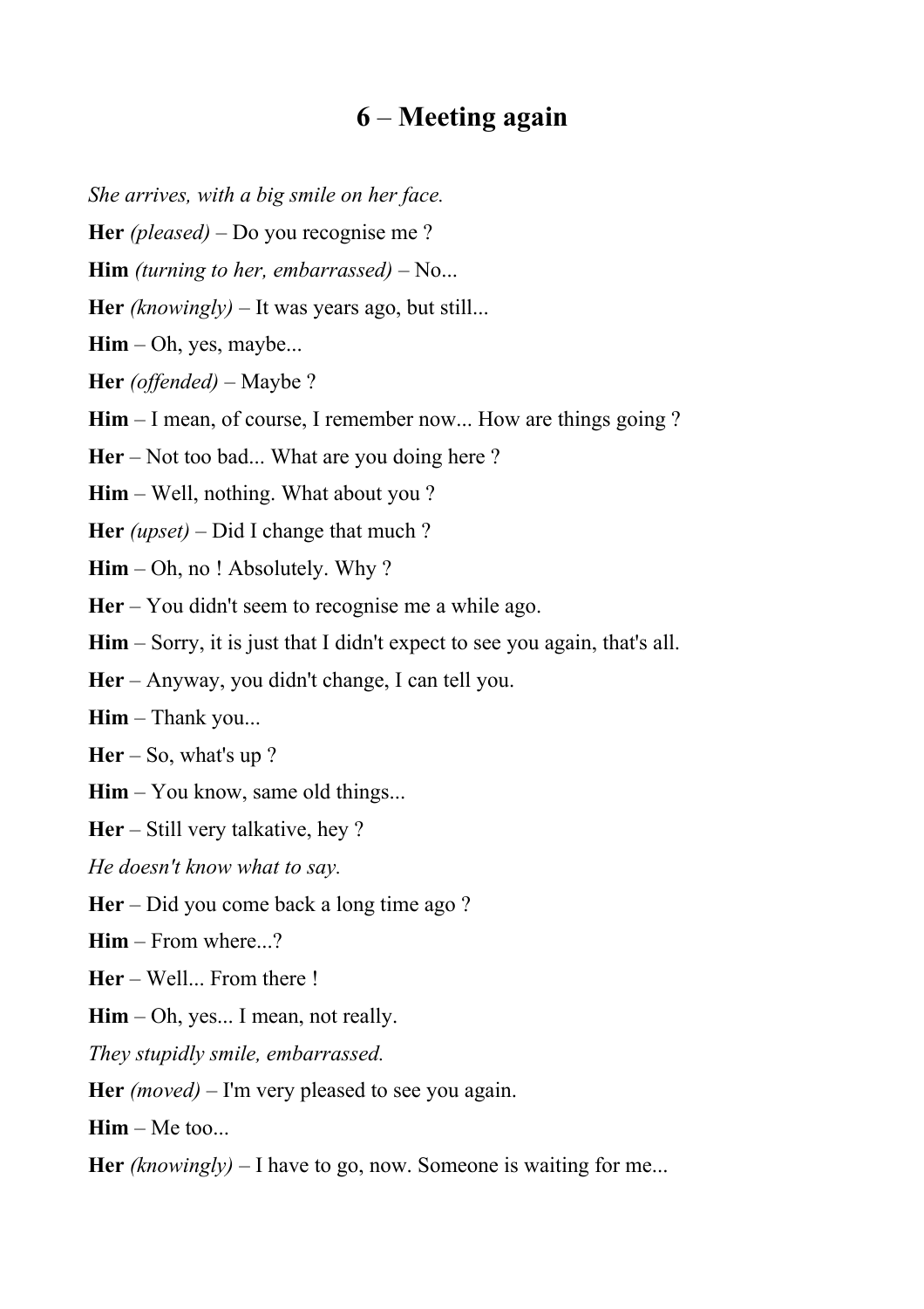# 6 – Meeting again

*She arrives, with a big smile on her face.*

**Her** *(pleased)* – Do you recognise me ?

**Him** *(turning to her, embarrassed)* – No...

**Her** *(knowingly)* – It was years ago, but still...

**Him** – Oh, yes, maybe...

**Her** *(offended)* – Maybe ?

**Him** – I mean, of course, I remember now... How are things going ?

**Her** – Not too bad... What are you doing here ?

**Him** – Well, nothing. What about you ?

**Her** *(upset)* – Did I change that much ?

**Him** – Oh, no ! Absolutely. Why ?

**Her** – You didn't seem to recognise me a while ago.

**Him** – Sorry, it is just that I didn't expect to see you again, that's all.

**Her** – Anyway, you didn't change, I can tell you.

**Him** – Thank you...

**Her** – So, what's up ?

**Him** – You know, same old things...

**Her** – Still very talkative, hey ?

*He doesn't know what to say.*

**Her** – Did you come back a long time ago ?

**Him** – From where...?

**Her** – Well... From there !

**Him** – Oh, yes... I mean, not really.

*They stupidly smile, embarrassed.*

**Her** *(moved)* – I'm very pleased to see you again.

**Him** – Me too...

**Her** *(knowingly)* – I have to go, now. Someone is waiting for me...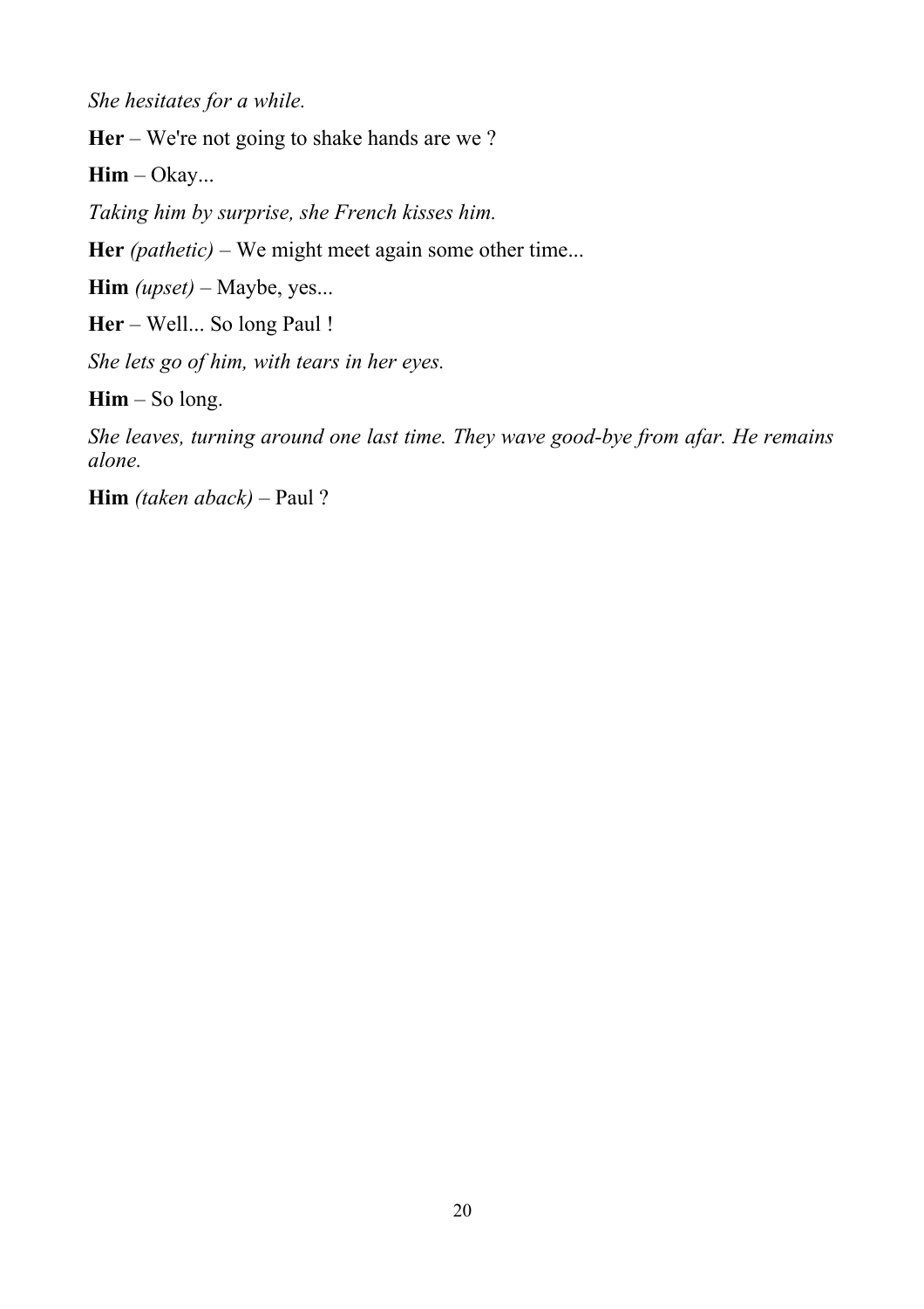*She hesitates for a while.*

**Her** – We're not going to shake hands are we ?

**Him** – Okay...

*Taking him by surprise, she French kisses him.*

**Her** *(pathetic)* – We might meet again some other time...

**Him** *(upset)* – Maybe, yes...

**Her** – Well... So long Paul !

*She lets go of him, with tears in her eyes.*

**Him** – So long.

*She leaves, turning around one last time. They wave good-bye from afar. He remains alone.*

**Him** *(taken aback)* – Paul ?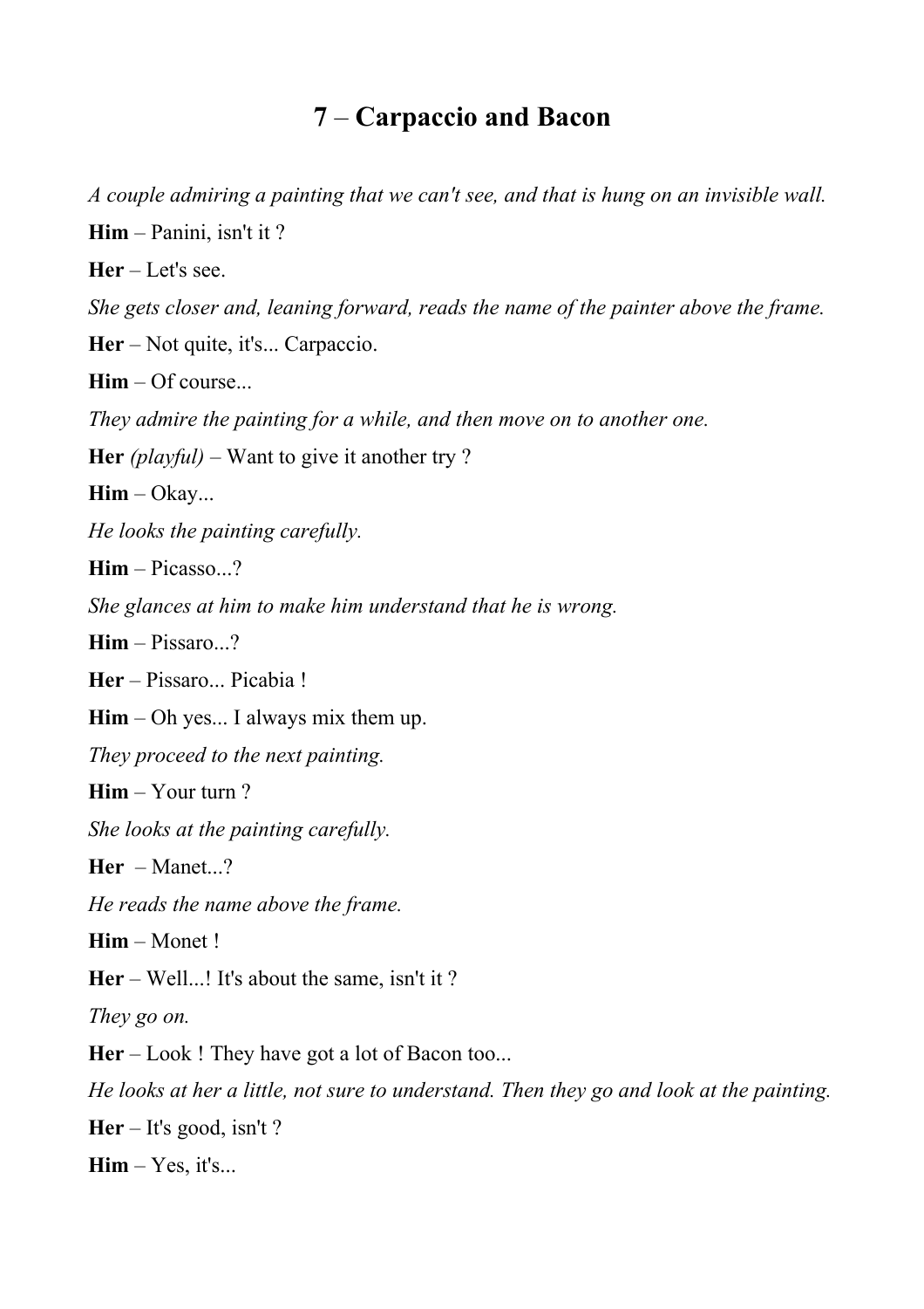# 7 – Carpaccio and Bacon

*A couple admiring a painting that we can't see, and that is hung on an invisible wall.*

**Him** – Panini, isn't it ?

**Her** – Let's see.

*She gets closer and, leaning forward, reads the name of the painter above the frame.*

**Her** – Not quite, it's... Carpaccio.

**Him** – Of course...

*They admire the painting for a while, and then move on to another one.*

**Her** *(playful)* – Want to give it another try ?

**Him** – Okay...

*He looks the painting carefully.*

**Him** – Picasso...?

*She glances at him to make him understand that he is wrong.*

**Him** – Pissaro...?

**Her** – Pissaro... Picabia !

**Him** – Oh yes... I always mix them up.

*They proceed to the next painting.*

**Him** – Your turn ?

*She looks at the painting carefully.*

**Her** – Manet...?

*He reads the name above the frame.*

**Him** – Monet !

**Her** – Well...! It's about the same, isn't it ?

*They go on.*

**Her** – Look ! They have got a lot of Bacon too...

*He looks at her a little, not sure to understand. Then they go and look at the painting.*

**Her** – It's good, isn't ?

**Him** – Yes, it's...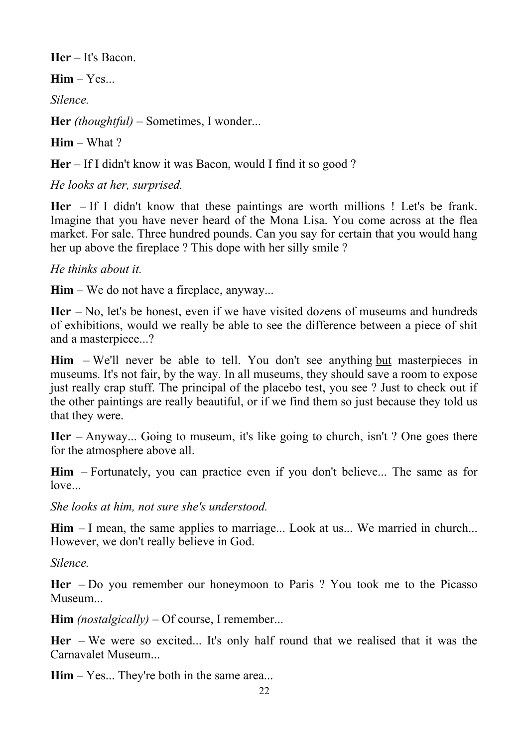**Her** – It's Bacon.

**Him** – Yes...

*Silence.*

**Her** *(thoughtful)* – Sometimes, I wonder...

**Him** – What ?

**Her** – If I didn't know it was Bacon, would I find it so good ?

*He looks at her, surprised.*

**Her** – If I didn't know that these paintings are worth millions ! Let's be frank. Imagine that you have never heard of the Mona Lisa. You come across at the flea market. For sale. Three hundred pounds. Can you say for certain that you would hang her up above the fireplace ? This dope with her silly smile ?

*He thinks about it.*

**Him** – We do not have a fireplace, anyway...

**Her** – No, let's be honest, even if we have visited dozens of museums and hundreds of exhibitions, would we really be able to see the difference between a piece of shit and a masterpiece...?

**Him** – We'll never be able to tell. You don't see anything <u>but</u> masterpieces in museums. It's not fair, by the way. In all museums, they should save a room to expose just really crap stuff. The principal of the placebo test, you see ? Just to check out if the other paintings are really beautiful, or if we find them so just because they told us that they were.

**Her** – Anyway... Going to museum, it's like going to church, isn't ? One goes there for the atmosphere above all.

**Him** – Fortunately, you can practice even if you don't believe... The same as for love...

*She looks at him, not sure she's understood.*

**Him** – I mean, the same applies to marriage... Look at us... We married in church... However, we don't really believe in God.

*Silence.*

**Her** – Do you remember our honeymoon to Paris ? You took me to the Picasso Museum...

**Him** *(nostalgically)* – Of course, I remember...

**Her** – We were so excited... It's only half round that we realised that it was the Carnavalet Museum...

**Him** – Yes... They're both in the same area...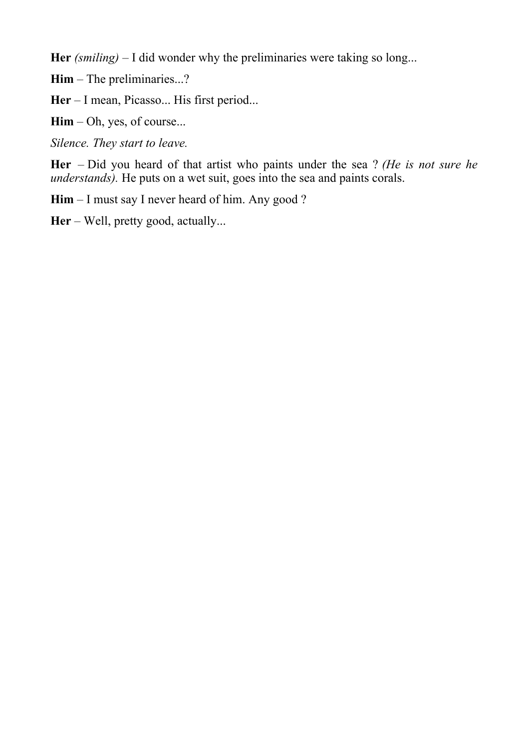**Her** *(smiling)* – I did wonder why the preliminaries were taking so long...

**Him** – The preliminaries...?

**Her** – I mean, Picasso... His first period...

**Him** – Oh, yes, of course...

*Silence. They start to leave.*

**Her** – Did you heard of that artist who paints under the sea ? *(He is not sure he understands).* He puts on a wet suit, goes into the sea and paints corals.

**Him** – I must say I never heard of him. Any good ?

**Her** – Well, pretty good, actually...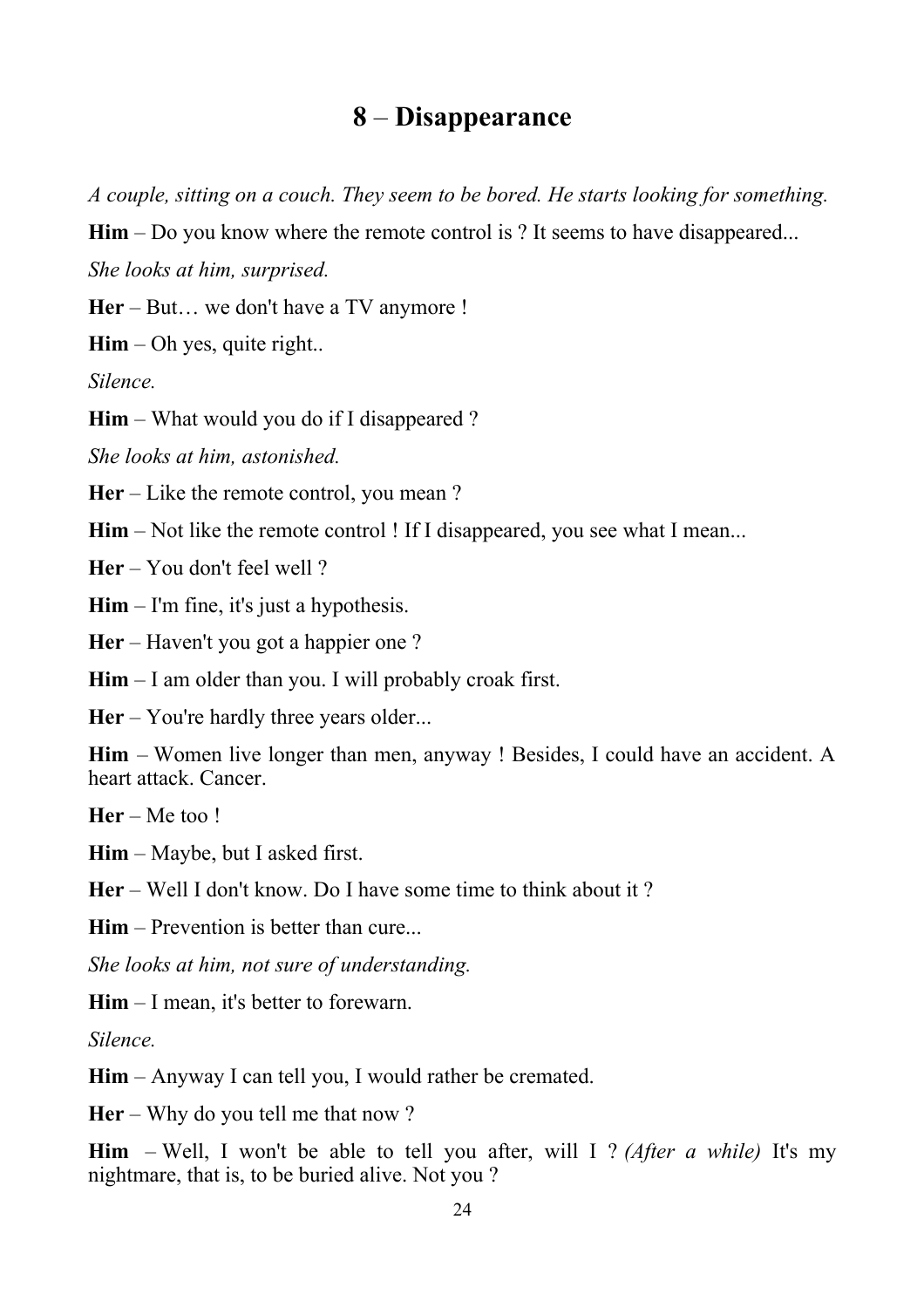## 8 – Disappearance

*A couple, sitting on a couch. They seem to be bored. He starts looking for something.*

**Him** – Do you know where the remote control is ? It seems to have disappeared...

*She looks at him, surprised.*

**Her** – But… we don't have a TV anymore !

**Him** – Oh yes, quite right..

*Silence.*

**Him** – What would you do if I disappeared ?

*She looks at him, astonished.*

**Her** – Like the remote control, you mean ?

**Him** – Not like the remote control ! If I disappeared, you see what I mean...

**Her** – You don't feel well ?

**Him** – I'm fine, it's just a hypothesis.

**Her** – Haven't you got a happier one ?

**Him** – I am older than you. I will probably croak first.

**Her** – You're hardly three years older...

**Him** – Women live longer than men, anyway ! Besides, I could have an accident. A heart attack. Cancer.

**Her** – Me too !

**Him** – Maybe, but I asked first.

**Her** – Well I don't know. Do I have some time to think about it ?

**Him** – Prevention is better than cure...

*She looks at him, not sure of understanding.*

**Him** – I mean, it's better to forewarn.

*Silence.*

**Him** – Anyway I can tell you, I would rather be cremated.

**Her** – Why do you tell me that now ?

**Him** – Well, I won't be able to tell you after, will I ? *(After a while)* It's my nightmare, that is, to be buried alive. Not you ?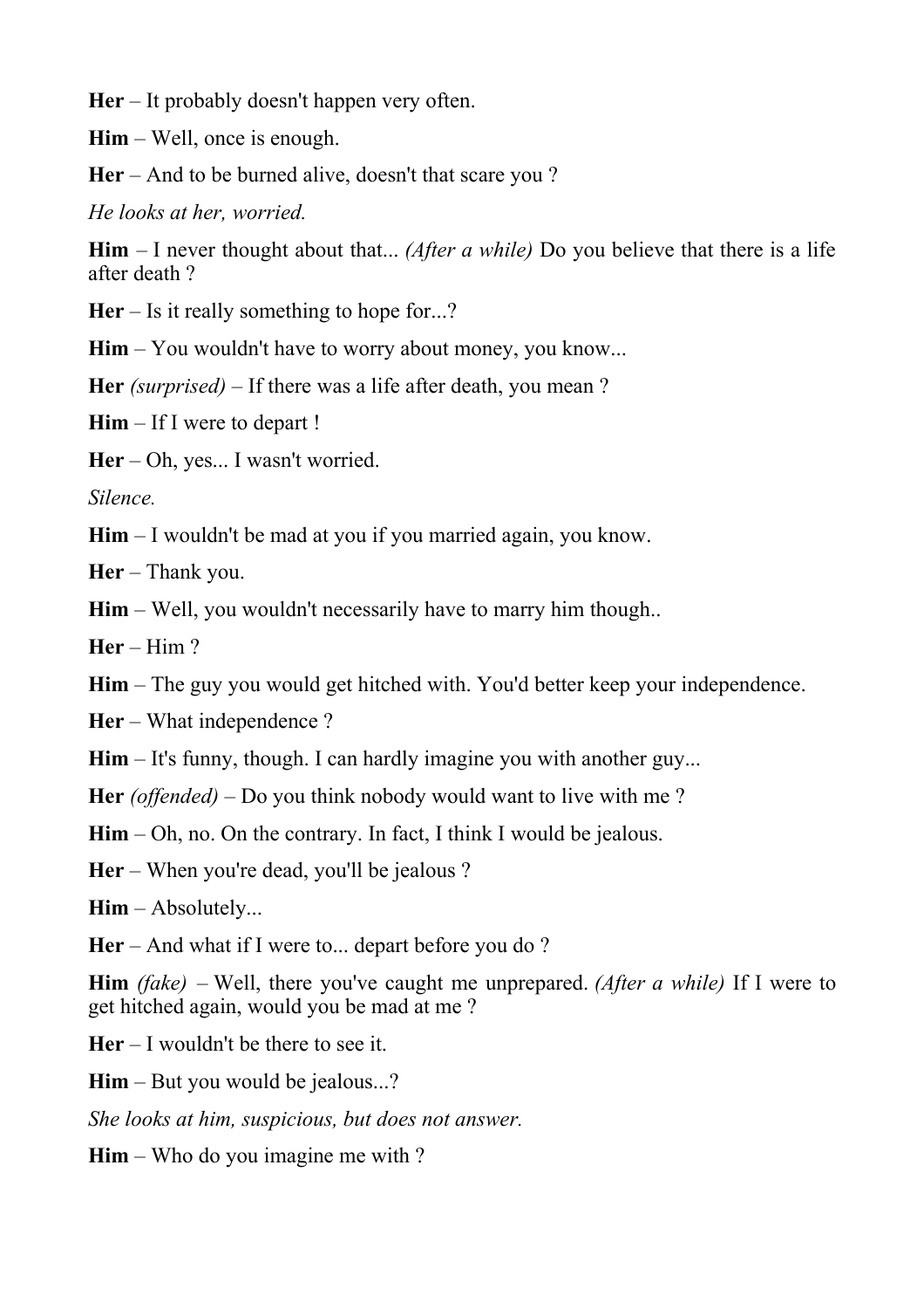**Her** – It probably doesn't happen very often.

**Him** – Well, once is enough.

**Her** – And to be burned alive, doesn't that scare you ?

*He looks at her, worried.*

**Him** – I never thought about that... *(After a while)* Do you believe that there is a life after death ?

**Her** – Is it really something to hope for...?

**Him** – You wouldn't have to worry about money, you know...

**Her** *(surprised)* – If there was a life after death, you mean ?

**Him** – If I were to depart !

**Her** – Oh, yes... I wasn't worried.

*Silence.*

**Him** – I wouldn't be mad at you if you married again, you know.

**Her** – Thank you.

**Him** – Well, you wouldn't necessarily have to marry him though..

**Her** – Him ?

**Him** – The guy you would get hitched with. You'd better keep your independence.

**Her** – What independence ?

**Him** – It's funny, though. I can hardly imagine you with another guy...

**Her** *(offended)* – Do you think nobody would want to live with me ?

**Him** – Oh, no. On the contrary. In fact, I think I would be jealous.

**Her** – When you're dead, you'll be jealous ?

**Him** – Absolutely...

**Her** – And what if I were to... depart before you do ?

**Him** *(fake)* – Well, there you've caught me unprepared. *(After a while)* If I were to get hitched again, would you be mad at me ?

**Her** – I wouldn't be there to see it.

**Him** – But you would be jealous...?

*She looks at him, suspicious, but does not answer.*

**Him** – Who do you imagine me with ?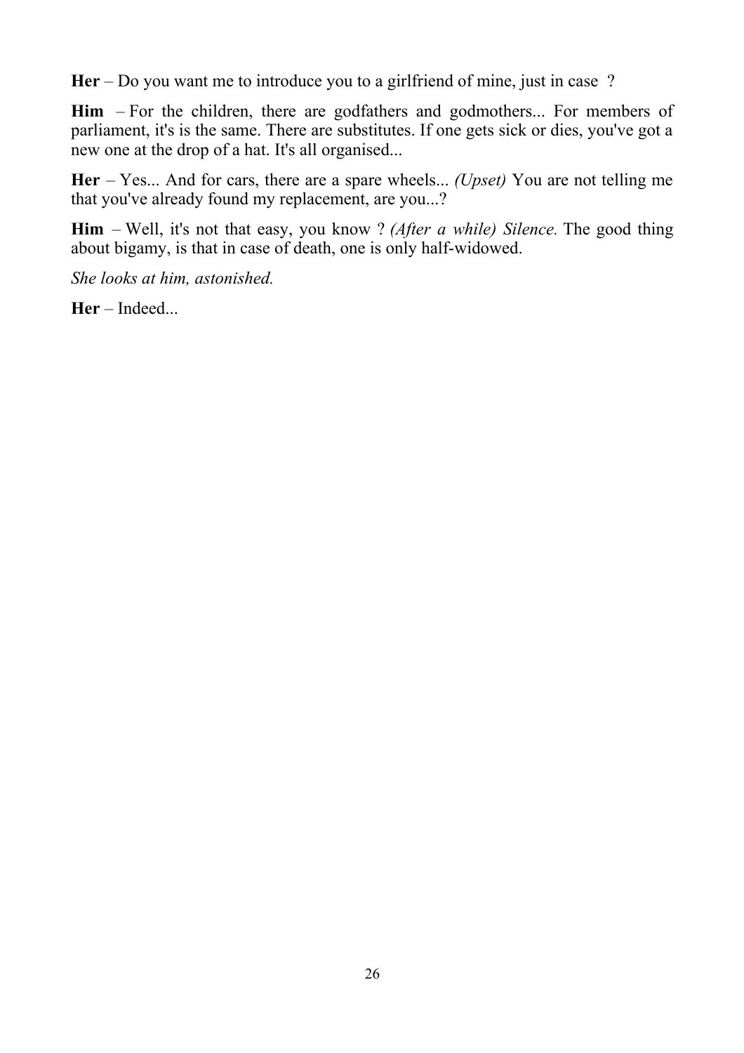**Her** – Do you want me to introduce you to a girlfriend of mine, just in case ?

**Him** – For the children, there are godfathers and godmothers... For members of parliament, it's is the same. There are substitutes. If one gets sick or dies, you've got a new one at the drop of a hat. It's all organised...

**Her** – Yes... And for cars, there are a spare wheels... *(Upset)* You are not telling me that you've already found my replacement, are you...?

**Him** – Well, it's not that easy, you know ? *(After a while) Silence.* The good thing about bigamy, is that in case of death, one is only half-widowed.

*She looks at him, astonished.*

**Her** – Indeed...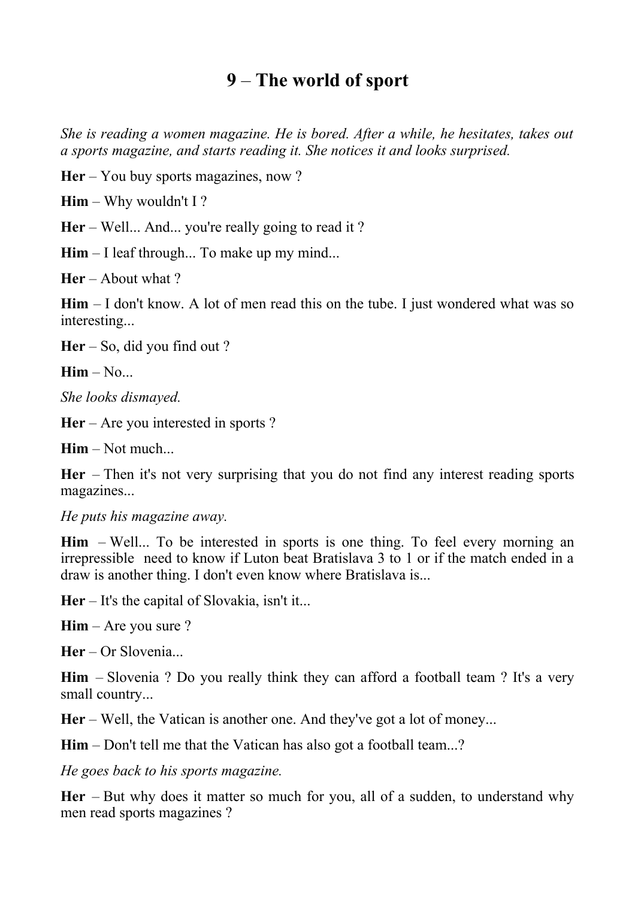# 9 – The world of sport

*She is reading a women magazine. He is bored. After a while, he hesitates, takes out a sports magazine, and starts reading it. She notices it and looks surprised.*

**Her** – You buy sports magazines, now ?

**Him** – Why wouldn't I ?

**Her** – Well... And... you're really going to read it ?

**Him** – I leaf through... To make up my mind...

**Her** – About what ?

**Him** – I don't know. A lot of men read this on the tube. I just wondered what was so interesting...

**Her** – So, did you find out ?

**Him** – No...

*She looks dismayed.*

**Her** – Are you interested in sports ?

**Him** – Not much...

**Her** – Then it's not very surprising that you do not find any interest reading sports magazines...

*He puts his magazine away.*

**Him** – Well... To be interested in sports is one thing. To feel every morning an irrepressible need to know if Luton beat Bratislava 3 to 1 or if the match ended in a draw is another thing. I don't even know where Bratislava is...

**Her** – It's the capital of Slovakia, isn't it...

**Him** – Are you sure ?

**Her** – Or Slovenia...

**Him** – Slovenia ? Do you really think they can afford a football team ? It's a very small country...

**Her** – Well, the Vatican is another one. And they've got a lot of money...

**Him** – Don't tell me that the Vatican has also got a football team...?

*He goes back to his sports magazine.*

**Her** – But why does it matter so much for you, all of a sudden, to understand why men read sports magazines ?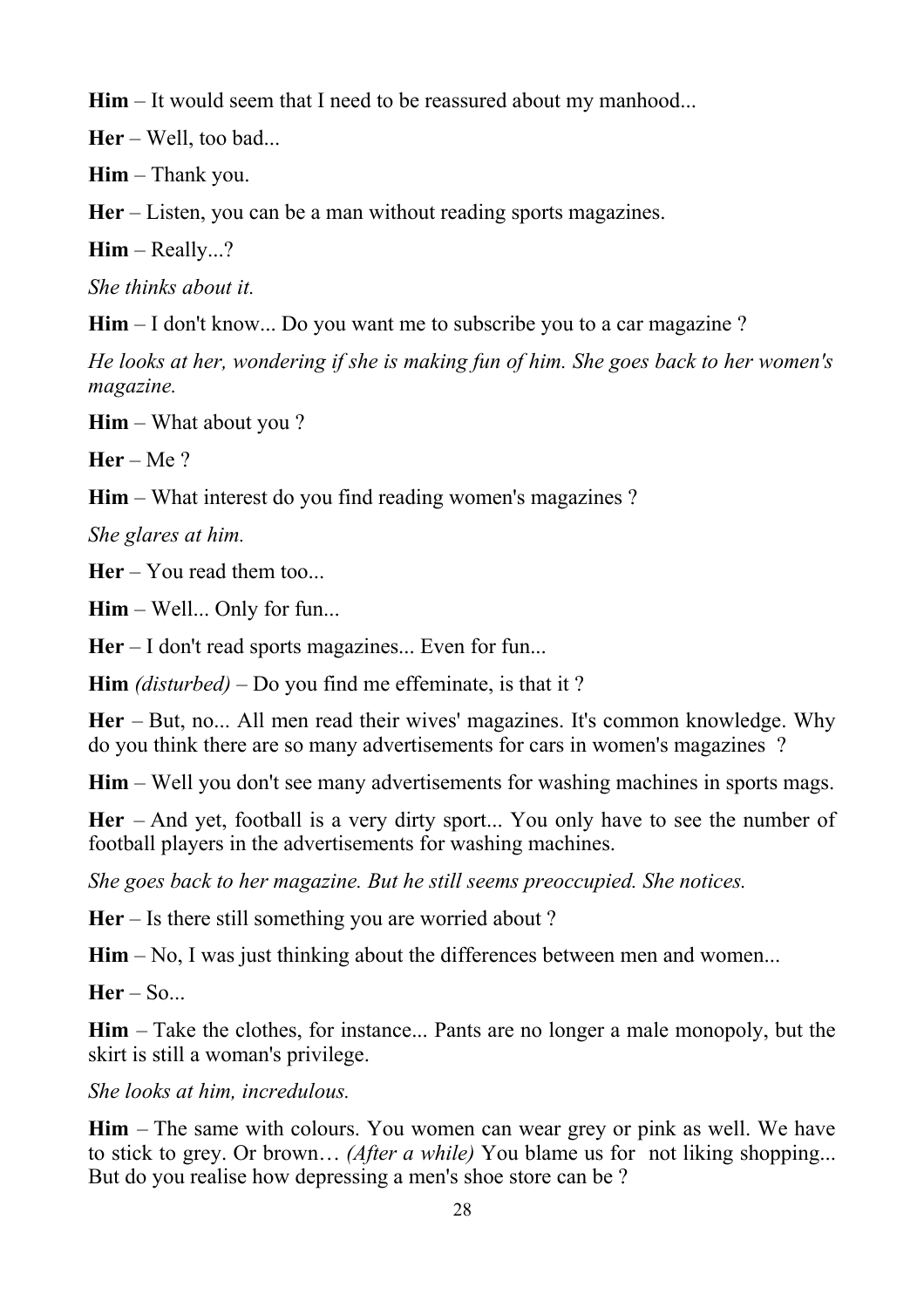**Him** – It would seem that I need to be reassured about my manhood...

**Her** – Well, too bad...

**Him** – Thank you.

**Her** – Listen, you can be a man without reading sports magazines.

**Him** – Really...?

*She thinks about it.*

**Him** – I don't know... Do you want me to subscribe you to a car magazine ?

*He looks at her, wondering if she is making fun of him. She goes back to her women's magazine.*

**Him** – What about you ?

**Her** – Me ?

**Him** – What interest do you find reading women's magazines ?

*She glares at him.*

**Her** – You read them too...

**Him** – Well... Only for fun...

**Her** – I don't read sports magazines... Even for fun...

**Him** *(disturbed)* – Do you find me effeminate, is that it ?

**Her** – But, no... All men read their wives' magazines. It's common knowledge. Why do you think there are so many advertisements for cars in women's magazines ?

**Him** – Well you don't see many advertisements for washing machines in sports mags.

**Her** – And yet, football is a very dirty sport... You only have to see the number of football players in the advertisements for washing machines.

*She goes back to her magazine. But he still seems preoccupied. She notices.*

**Her** – Is there still something you are worried about ?

**Him** – No, I was just thinking about the differences between men and women...

**Her** – So...

**Him** – Take the clothes, for instance... Pants are no longer a male monopoly, but the skirt is still a woman's privilege.

*She looks at him, incredulous.*

**Him** – The same with colours. You women can wear grey or pink as well. We have to stick to grey. Or brown… *(After a while)* You blame us for not liking shopping... But do you realise how depressing a men's shoe store can be ?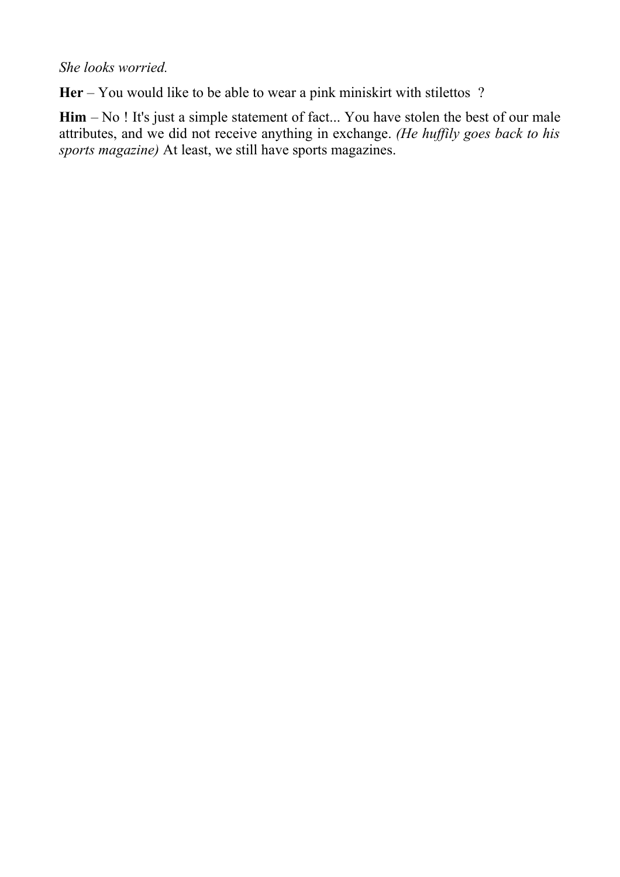*She looks worried.*

**Her** – You would like to be able to wear a pink miniskirt with stilettos ?

**Him** – No ! It's just a simple statement of fact... You have stolen the best of our male attributes, and we did not receive anything in exchange. *(He huffily goes back to his sports magazine)* At least, we still have sports magazines.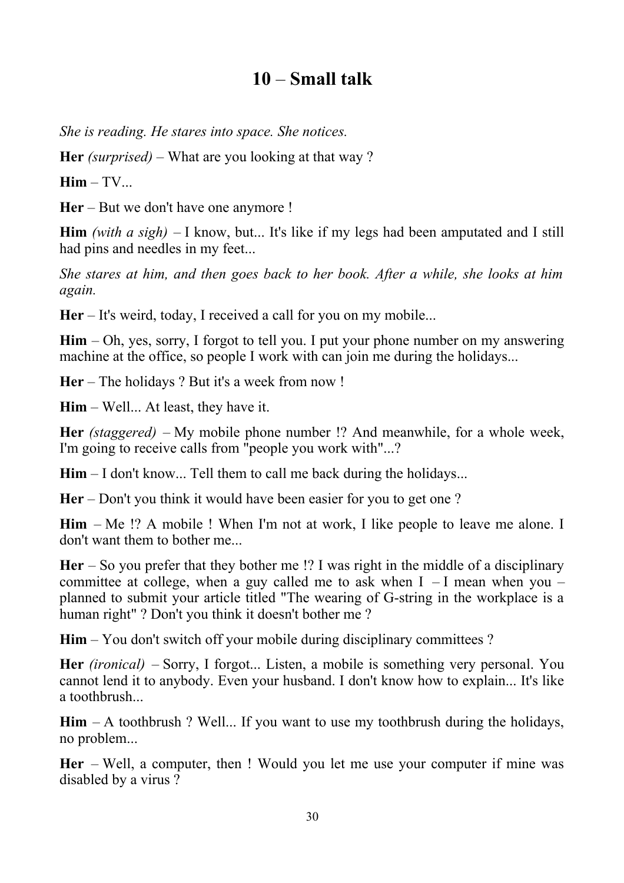## 10 – Small talk

*She is reading. He stares into space. She notices.*

**Her** *(surprised)* – What are you looking at that way ?

**Him** – TV...

**Her** – But we don't have one anymore !

**Him** *(with a sigh)* – I know, but... It's like if my legs had been amputated and I still had pins and needles in my feet...

*She stares at him, and then goes back to her book. After a while, she looks at him again.*

**Her** – It's weird, today, I received a call for you on my mobile...

**Him** – Oh, yes, sorry, I forgot to tell you. I put your phone number on my answering machine at the office, so people I work with can join me during the holidays...

**Her** – The holidays ? But it's a week from now !

**Him** – Well... At least, they have it.

**Her** *(staggered)* – My mobile phone number !? And meanwhile, for a whole week, I'm going to receive calls from "people you work with"...?

**Him** – I don't know... Tell them to call me back during the holidays...

**Her** – Don't you think it would have been easier for you to get one ?

**Him** – Me !? A mobile ! When I'm not at work, I like people to leave me alone. I don't want them to bother me...

**Her** – So you prefer that they bother me !? I was right in the middle of a disciplinary committee at college, when a guy called me to ask when I – I mean when you – planned to submit your article titled "The wearing of G-string in the workplace is a human right" ? Don't you think it doesn't bother me ?

**Him** – You don't switch off your mobile during disciplinary committees ?

**Her** *(ironical)* – Sorry, I forgot... Listen, a mobile is something very personal. You cannot lend it to anybody. Even your husband. I don't know how to explain... It's like a toothbrush...

**Him** – A toothbrush ? Well... If you want to use my toothbrush during the holidays, no problem...

**Her** – Well, a computer, then ! Would you let me use your computer if mine was disabled by a virus ?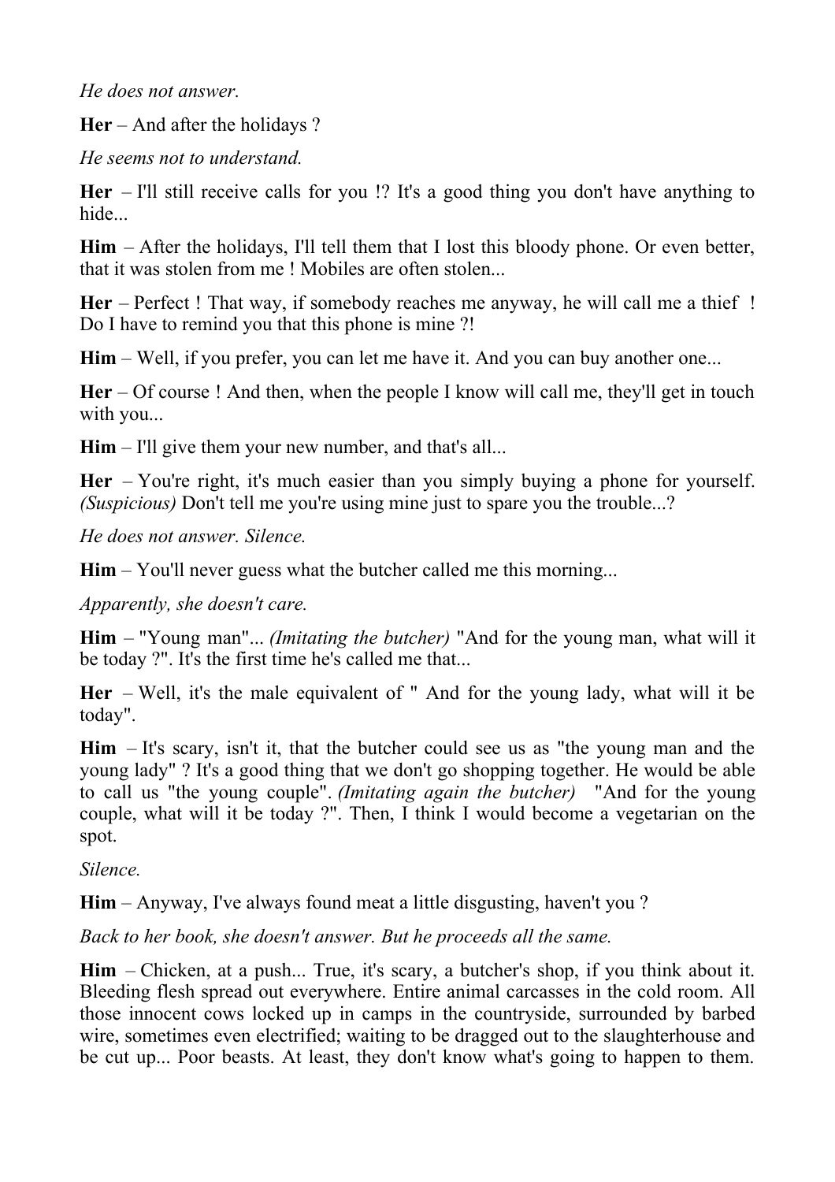*He does not answer.*

**Her** – And after the holidays ?

*He seems not to understand.*

**Her** – I'll still receive calls for you !? It's a good thing you don't have anything to hide...

**Him** – After the holidays, I'll tell them that I lost this bloody phone. Or even better, that it was stolen from me ! Mobiles are often stolen...

**Her** – Perfect ! That way, if somebody reaches me anyway, he will call me a thief ! Do I have to remind you that this phone is mine ?!

**Him** – Well, if you prefer, you can let me have it. And you can buy another one...

**Her** – Of course ! And then, when the people I know will call me, they'll get in touch with you...

**Him** – I'll give them your new number, and that's all...

**Her** – You're right, it's much easier than you simply buying a phone for yourself. *(Suspicious)* Don't tell me you're using mine just to spare you the trouble...?

*He does not answer. Silence.*

**Him** – You'll never guess what the butcher called me this morning...

*Apparently, she doesn't care.*

**Him** – "Young man"... *(Imitating the butcher)* "And for the young man, what will it be today ?". It's the first time he's called me that...

**Her** – Well, it's the male equivalent of " And for the young lady, what will it be today".

**Him** – It's scary, isn't it, that the butcher could see us as "the young man and the young lady" ? It's a good thing that we don't go shopping together. He would be able to call us "the young couple". *(Imitating again the butcher)* "And for the young couple, what will it be today ?". Then, I think I would become a vegetarian on the spot.

*Silence.*

**Him** – Anyway, I've always found meat a little disgusting, haven't you ?

*Back to her book, she doesn't answer. But he proceeds all the same.*

**Him** – Chicken, at a push... True, it's scary, a butcher's shop, if you think about it. Bleeding flesh spread out everywhere. Entire animal carcasses in the cold room. All those innocent cows locked up in camps in the countryside, surrounded by barbed wire, sometimes even electrified; waiting to be dragged out to the slaughterhouse and be cut up... Poor beasts. At least, they don't know what's going to happen to them.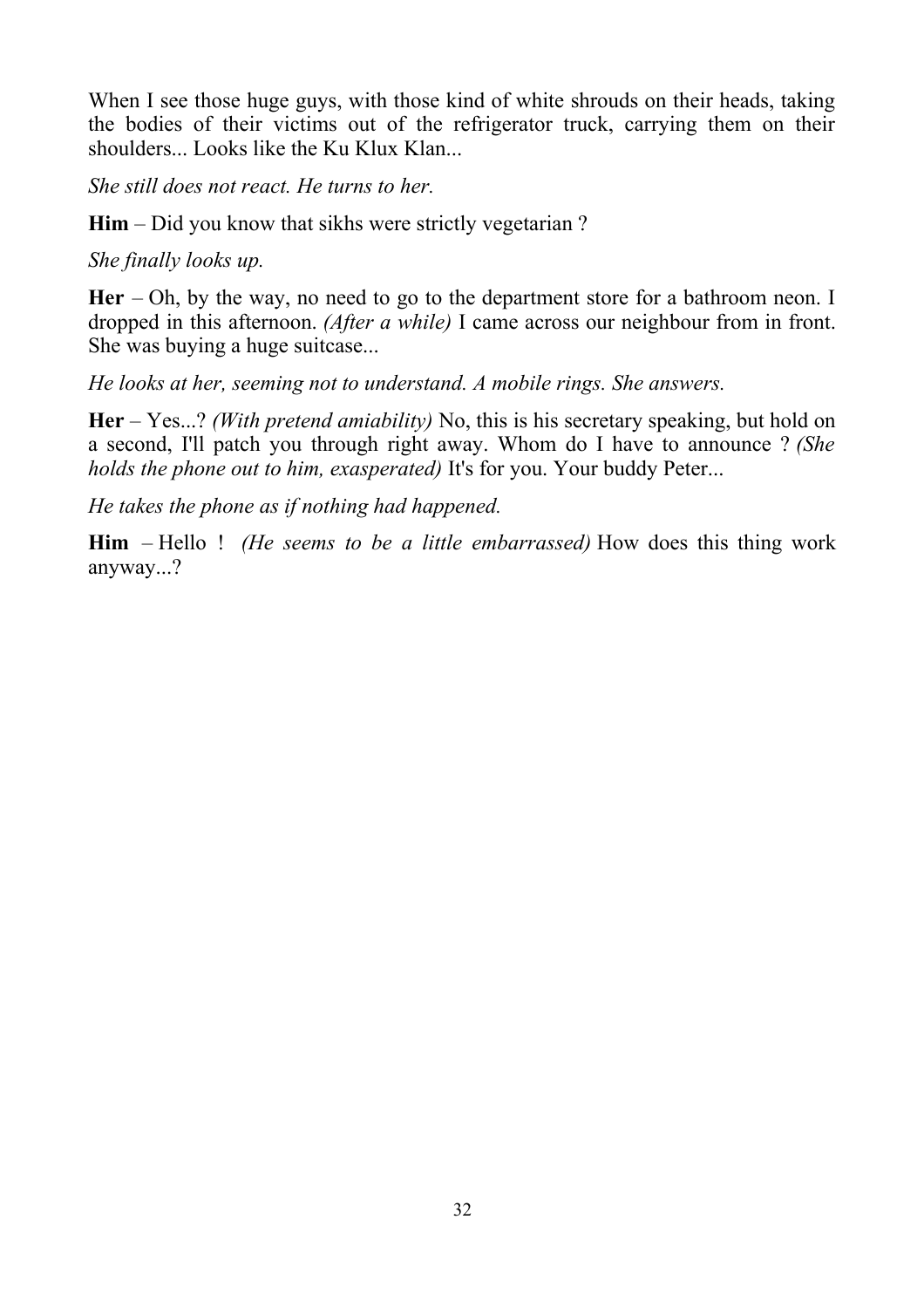When I see those huge guys, with those kind of white shrouds on their heads, taking the bodies of their victims out of the refrigerator truck, carrying them on their shoulders... Looks like the Ku Klux Klan...

*She still does not react. He turns to her.*

**Him** – Did you know that sikhs were strictly vegetarian ?

*She finally looks up.*

**Her** – Oh, by the way, no need to go to the department store for a bathroom neon. I dropped in this afternoon. *(After a while)* I came across our neighbour from in front. She was buying a huge suitcase...

*He looks at her, seeming not to understand. A mobile rings. She answers.*

**Her** – Yes...? *(With pretend amiability)* No, this is his secretary speaking, but hold on a second, I'll patch you through right away. Whom do I have to announce ? *(She holds the phone out to him, exasperated)* It's for you. Your buddy Peter...

*He takes the phone as if nothing had happened.*

**Him** – Hello ! *(He seems to be a little embarrassed)* How does this thing work anyway...?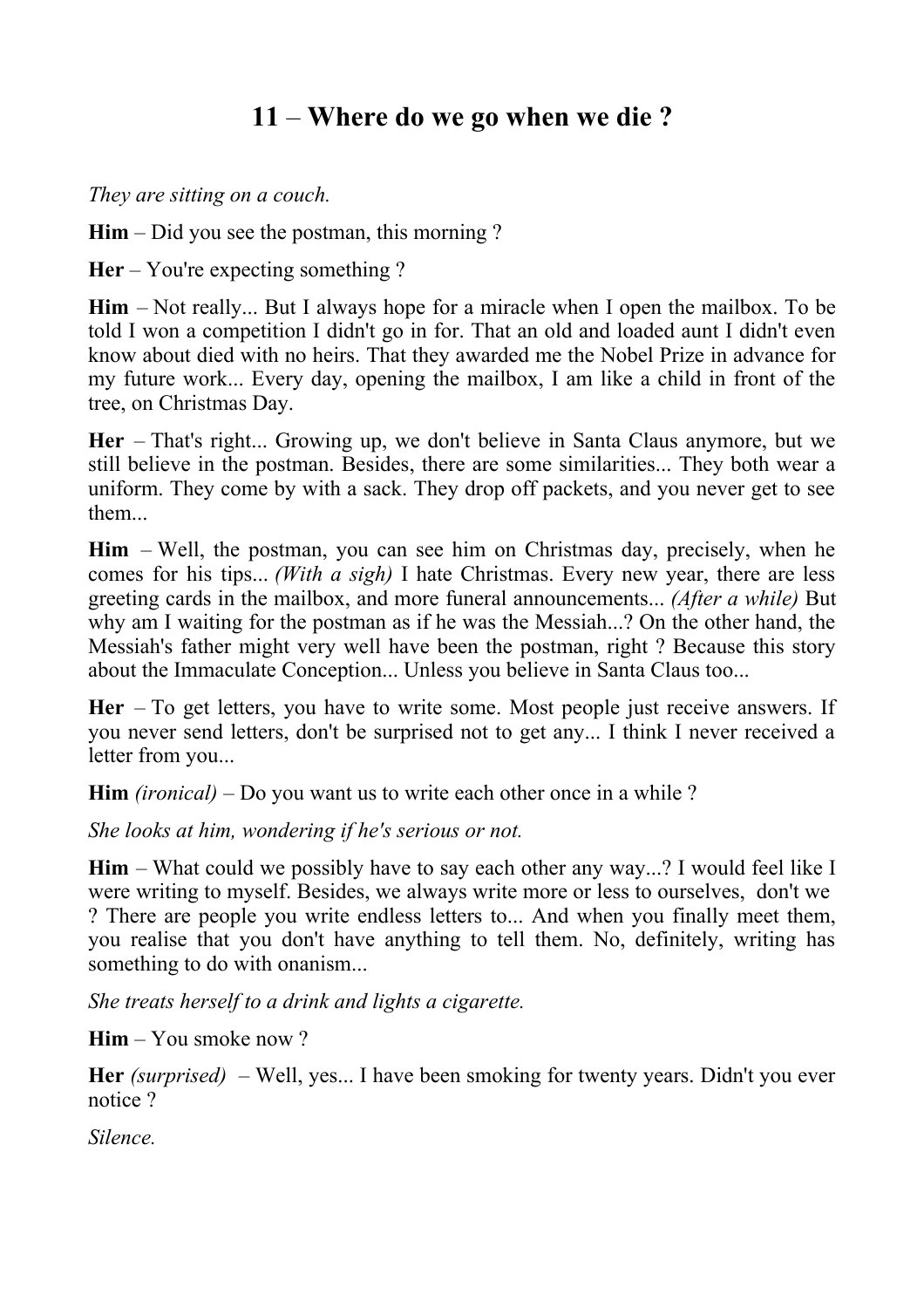# 11 – Where do we go when we die ?

*They are sitting on a couch.*

**Him** – Did you see the postman, this morning ?

**Her** – You're expecting something ?

**Him** – Not really... But I always hope for a miracle when I open the mailbox. To be told I won a competition I didn't go in for. That an old and loaded aunt I didn't even know about died with no heirs. That they awarded me the Nobel Prize in advance for my future work... Every day, opening the mailbox, I am like a child in front of the tree, on Christmas Day.

**Her** – That's right... Growing up, we don't believe in Santa Claus anymore, but we still believe in the postman. Besides, there are some similarities... They both wear a uniform. They come by with a sack. They drop off packets, and you never get to see them...

**Him** – Well, the postman, you can see him on Christmas day, precisely, when he comes for his tips... *(With a sigh)* I hate Christmas. Every new year, there are less greeting cards in the mailbox, and more funeral announcements... *(After a while)* But why am I waiting for the postman as if he was the Messiah...? On the other hand, the Messiah's father might very well have been the postman, right ? Because this story about the Immaculate Conception... Unless you believe in Santa Claus too...

**Her** – To get letters, you have to write some. Most people just receive answers. If you never send letters, don't be surprised not to get any... I think I never received a letter from you...

**Him** *(ironical)* – Do you want us to write each other once in a while ?

*She looks at him, wondering if he's serious or not.*

**Him** – What could we possibly have to say each other any way...? I would feel like I were writing to myself. Besides, we always write more or less to ourselves, don't we ? There are people you write endless letters to... And when you finally meet them, you realise that you don't have anything to tell them. No, definitely, writing has something to do with onanism...

*She treats herself to a drink and lights a cigarette.*

**Him** – You smoke now ?

**Her** *(surprised)* – Well, yes... I have been smoking for twenty years. Didn't you ever notice ?

*Silence.*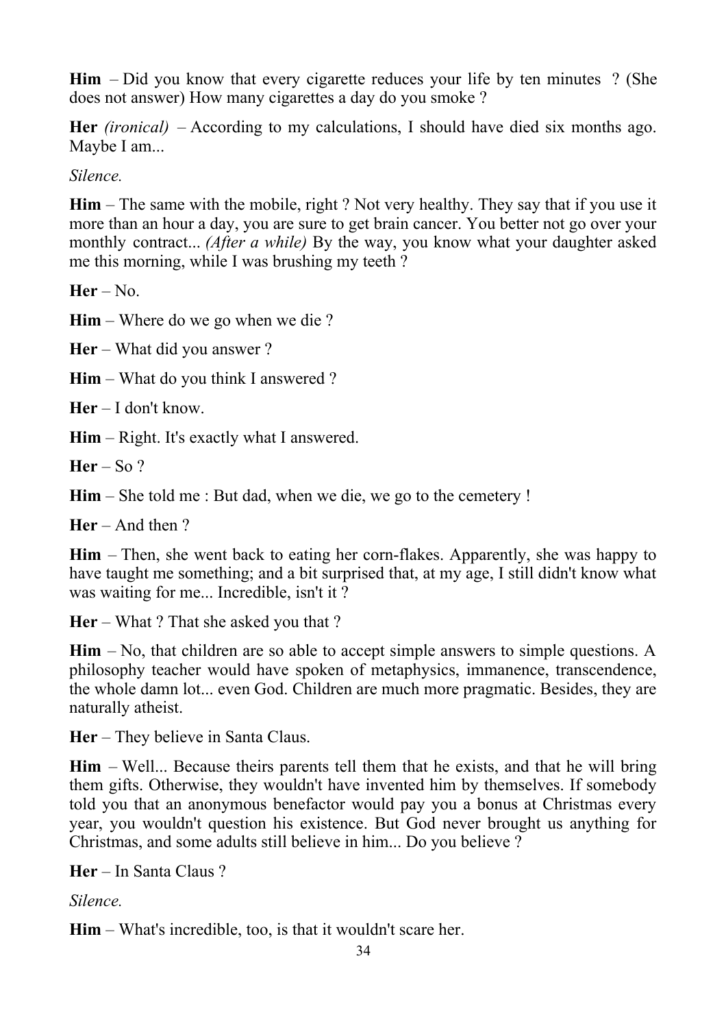**Him** – Did you know that every cigarette reduces your life by ten minutes ? (She does not answer) How many cigarettes a day do you smoke ?

**Her** *(ironical)* – According to my calculations, I should have died six months ago. Maybe I am...

*Silence.*

**Him** – The same with the mobile, right ? Not very healthy. They say that if you use it more than an hour a day, you are sure to get brain cancer. You better not go over your monthly contract... *(After a while)* By the way, you know what your daughter asked me this morning, while I was brushing my teeth ?

**Her** – No.

**Him** – Where do we go when we die ?

**Her** – What did you answer ?

**Him** – What do you think I answered ?

**Her** – I don't know.

**Him** – Right. It's exactly what I answered.

**Her** – So ?

**Him** – She told me : But dad, when we die, we go to the cemetery !

**Her** – And then ?

**Him** – Then, she went back to eating her corn-flakes. Apparently, she was happy to have taught me something; and a bit surprised that, at my age, I still didn't know what was waiting for me... Incredible, isn't it ?

**Her** – What ? That she asked you that ?

**Him** – No, that children are so able to accept simple answers to simple questions. A philosophy teacher would have spoken of metaphysics, immanence, transcendence, the whole damn lot... even God. Children are much more pragmatic. Besides, they are naturally atheist.

**Her** – They believe in Santa Claus.

**Him** – Well... Because theirs parents tell them that he exists, and that he will bring them gifts. Otherwise, they wouldn't have invented him by themselves. If somebody told you that an anonymous benefactor would pay you a bonus at Christmas every year, you wouldn't question his existence. But God never brought us anything for Christmas, and some adults still believe in him... Do you believe ?

**Her** – In Santa Claus ?

*Silence.*

**Him** – What's incredible, too, is that it wouldn't scare her.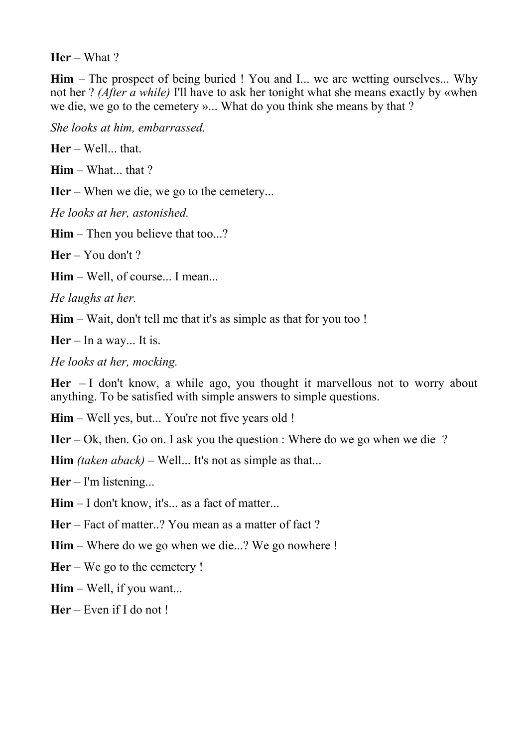**Her** – What ?

**Him** – The prospect of being buried ! You and I... we are wetting ourselves... Why not her ? *(After a while)* I'll have to ask her tonight what she means exactly by «when we die, we go to the cemetery »... What do you think she means by that ?

*She looks at him, embarrassed.*

**Her** – Well... that.

**Him** – What... that ?

**Her** – When we die, we go to the cemetery...

*He looks at her, astonished.*

**Him** – Then you believe that too...?

**Her** – You don't ?

**Him** – Well, of course... I mean...

*He laughs at her.*

**Him** – Wait, don't tell me that it's as simple as that for you too !

**Her** – In a way... It is.

*He looks at her, mocking.*

**Her** – I don't know, a while ago, you thought it marvellous not to worry about anything. To be satisfied with simple answers to simple questions.

**Him** – Well yes, but... You're not five years old !

**Her** – Ok, then. Go on. I ask you the question : Where do we go when we die ?

**Him** *(taken aback)* – Well... It's not as simple as that...

**Her** – I'm listening...

**Him** – I don't know, it's... as a fact of matter...

**Her** – Fact of matter..? You mean as a matter of fact ?

**Him** – Where do we go when we die...? We go nowhere !

**Her** – We go to the cemetery !

**Him** – Well, if you want...

**Her** – Even if I do not !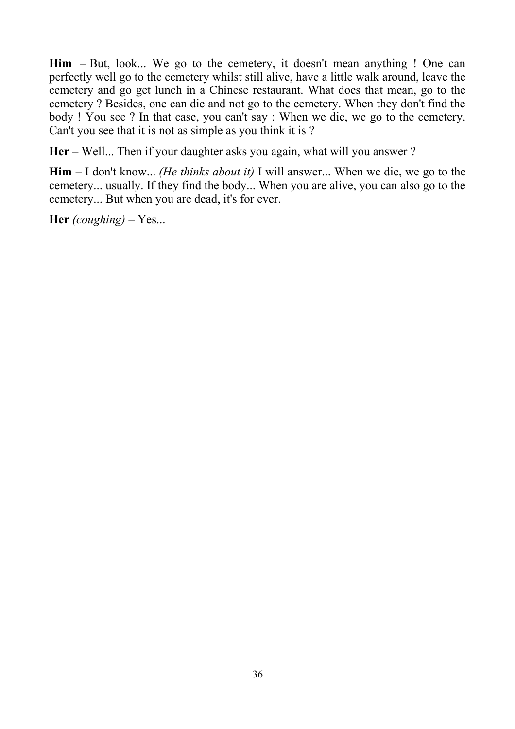**Him** – But, look... We go to the cemetery, it doesn't mean anything ! One can perfectly well go to the cemetery whilst still alive, have a little walk around, leave the cemetery and go get lunch in a Chinese restaurant. What does that mean, go to the cemetery ? Besides, one can die and not go to the cemetery. When they don't find the body ! You see ? In that case, you can't say : When we die, we go to the cemetery. Can't you see that it is not as simple as you think it is ?

**Her** – Well... Then if your daughter asks you again, what will you answer ?

**Him** – I don't know... *(He thinks about it)* I will answer... When we die, we go to the cemetery... usually. If they find the body... When you are alive, you can also go to the cemetery... But when you are dead, it's for ever.

**Her** *(coughing)* – Yes...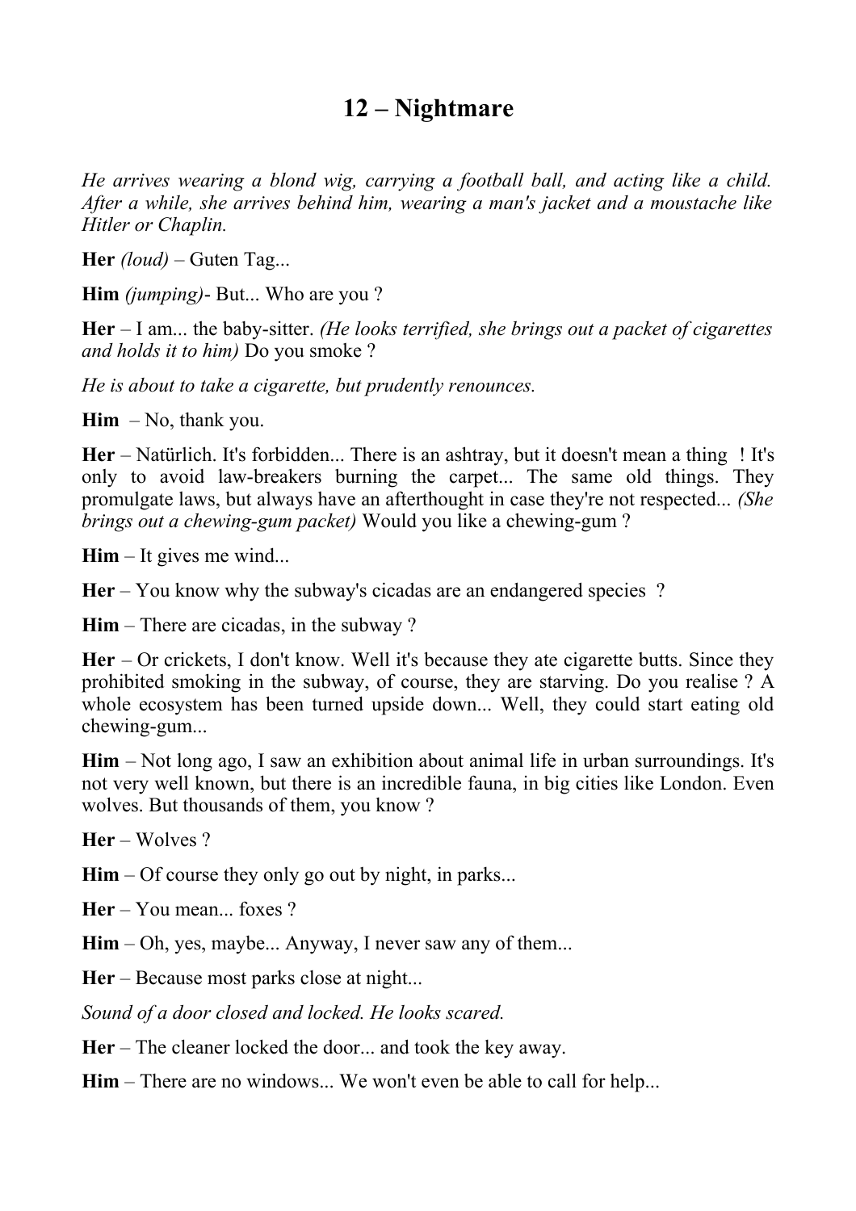# 12 – Nightmare

*He arrives wearing a blond wig, carrying a football ball, and acting like a child. After a while, she arrives behind him, wearing a man's jacket and a moustache like Hitler or Chaplin.*

**Her** *(loud)* – Guten Tag...

**Him** *(jumping)*- But... Who are you ?

**Her** – I am... the baby-sitter. *(He looks terrified, she brings out a packet of cigarettes and holds it to him)* Do you smoke ?

*He is about to take a cigarette, but prudently renounces.*

**Him** – No, thank you.

**Her** – Natürlich. It's forbidden... There is an ashtray, but it doesn't mean a thing ! It's only to avoid law-breakers burning the carpet... The same old things. They promulgate laws, but always have an afterthought in case they're not respected... *(She brings out a chewing-gum packet)* Would you like a chewing-gum ?

**Him** – It gives me wind...

**Her** – You know why the subway's cicadas are an endangered species ?

**Him** – There are cicadas, in the subway ?

**Her** – Or crickets, I don't know. Well it's because they ate cigarette butts. Since they prohibited smoking in the subway, of course, they are starving. Do you realise ? A whole ecosystem has been turned upside down... Well, they could start eating old chewing-gum...

**Him** – Not long ago, I saw an exhibition about animal life in urban surroundings. It's not very well known, but there is an incredible fauna, in big cities like London. Even wolves. But thousands of them, you know ?

**Her** – Wolves ?

**Him** – Of course they only go out by night, in parks...

**Her** – You mean... foxes ?

**Him** – Oh, yes, maybe... Anyway, I never saw any of them...

**Her** – Because most parks close at night...

*Sound of a door closed and locked. He looks scared.*

**Her** – The cleaner locked the door... and took the key away.

**Him** – There are no windows... We won't even be able to call for help...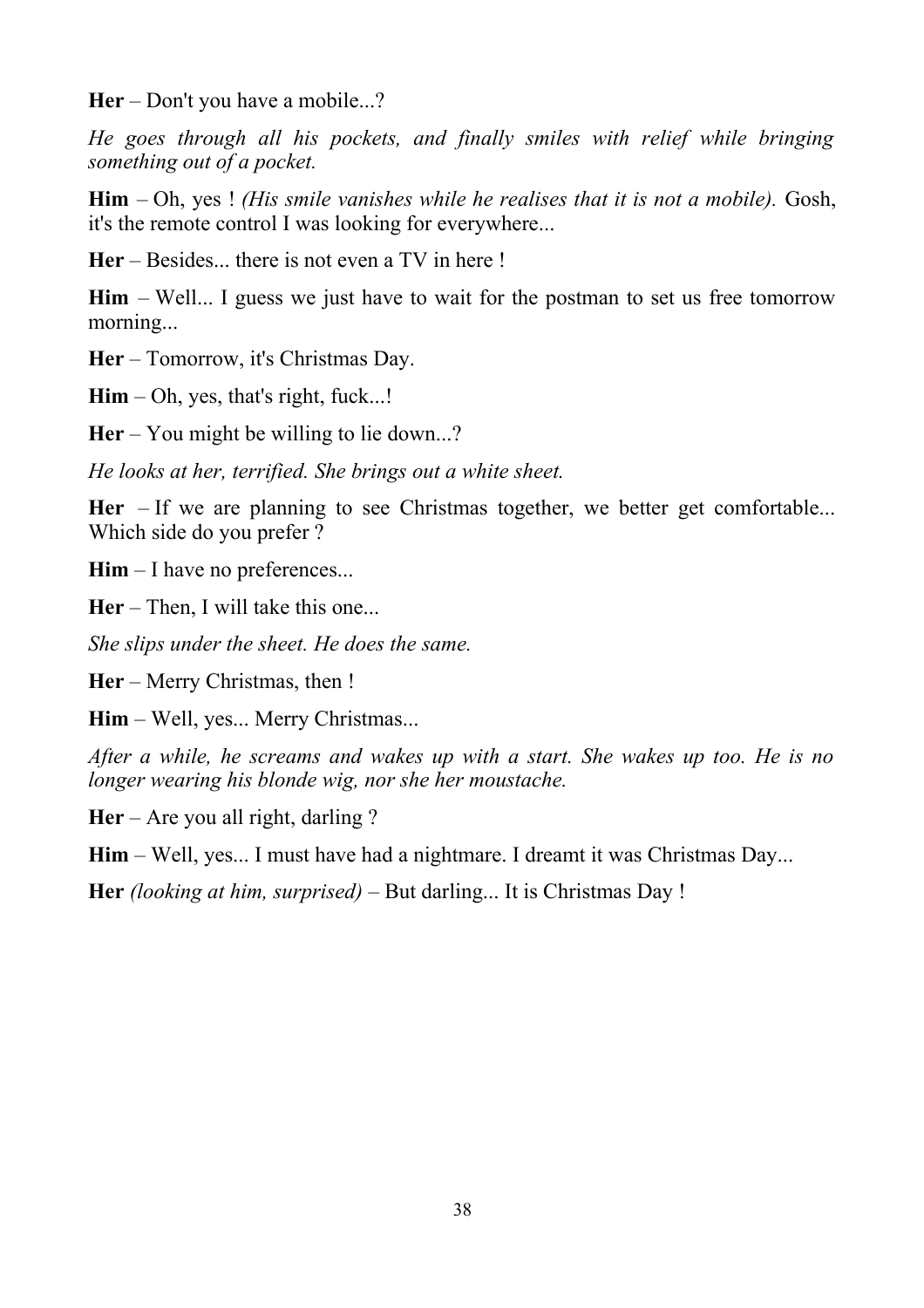**Her** – Don't you have a mobile...?

*He goes through all his pockets, and finally smiles with relief while bringing something out of a pocket.*

**Him** – Oh, yes ! *(His smile vanishes while he realises that it is not a mobile).* Gosh, it's the remote control I was looking for everywhere...

**Her** – Besides... there is not even a TV in here !

**Him** – Well... I guess we just have to wait for the postman to set us free tomorrow morning...

**Her** – Tomorrow, it's Christmas Day.

**Him** – Oh, yes, that's right, fuck...!

**Her** – You might be willing to lie down...?

*He looks at her, terrified. She brings out a white sheet.*

**Her** – If we are planning to see Christmas together, we better get comfortable... Which side do you prefer ?

**Him** – I have no preferences...

**Her** – Then, I will take this one...

*She slips under the sheet. He does the same.*

**Her** – Merry Christmas, then !

**Him** – Well, yes... Merry Christmas...

*After a while, he screams and wakes up with a start. She wakes up too. He is no longer wearing his blonde wig, nor she her moustache.*

**Her** – Are you all right, darling ?

**Him** – Well, yes... I must have had a nightmare. I dreamt it was Christmas Day...

**Her** *(looking at him, surprised)* – But darling... It is Christmas Day !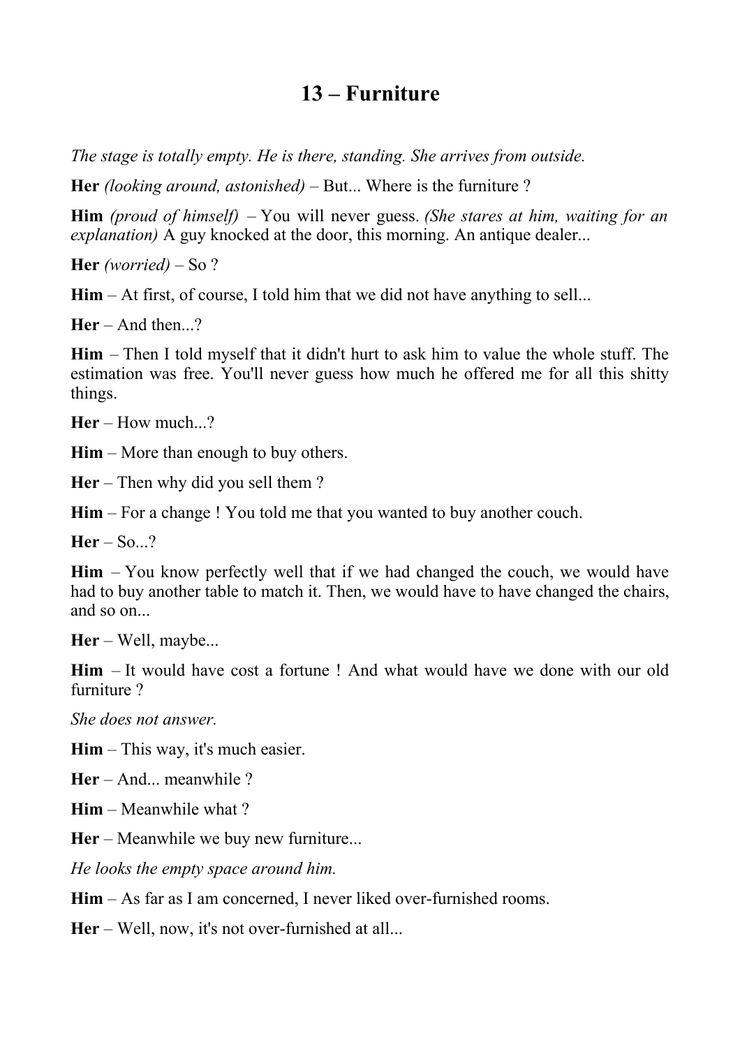# 13 – Furniture

*The stage is totally empty. He is there, standing. She arrives from outside.*

**Her** *(looking around, astonished)* – But... Where is the furniture ?

**Him** *(proud of himself)* – You will never guess. *(She stares at him, waiting for an explanation)* A guy knocked at the door, this morning. An antique dealer...

**Her** *(worried)* – So ?

**Him** – At first, of course, I told him that we did not have anything to sell...

**Her** – And then...?

**Him** – Then I told myself that it didn't hurt to ask him to value the whole stuff. The estimation was free. You'll never guess how much he offered me for all this shitty things.

**Her** – How much...?

**Him** – More than enough to buy others.

**Her** – Then why did you sell them ?

**Him** – For a change ! You told me that you wanted to buy another couch.

**Her** – So...?

**Him** – You know perfectly well that if we had changed the couch, we would have had to buy another table to match it. Then, we would have to have changed the chairs, and so on...

**Her** – Well, maybe...

**Him** – It would have cost a fortune ! And what would have we done with our old furniture ?

*She does not answer.*

**Him** – This way, it's much easier.

**Her** – And... meanwhile ?

**Him** – Meanwhile what ?

**Her** – Meanwhile we buy new furniture...

*He looks the empty space around him.*

**Him** – As far as I am concerned, I never liked over-furnished rooms.

**Her** – Well, now, it's not over-furnished at all...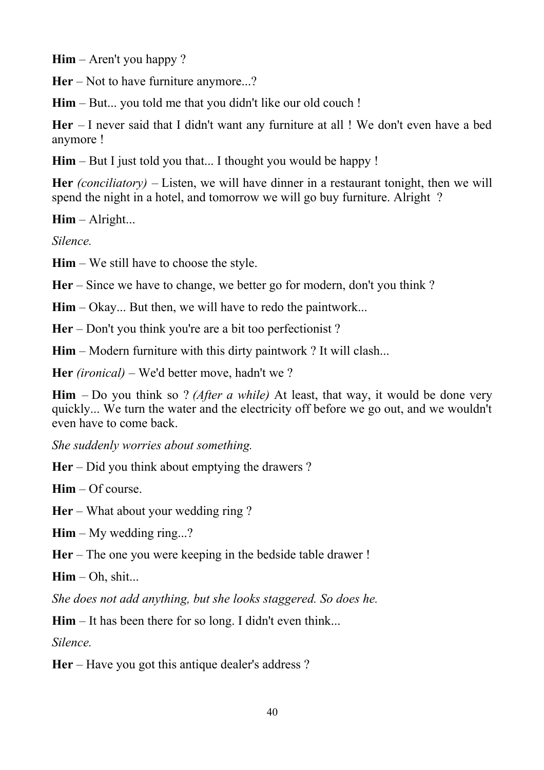**Him** – Aren't you happy ?

**Her** – Not to have furniture anymore...?

**Him** – But... you told me that you didn't like our old couch !

**Her** – I never said that I didn't want any furniture at all ! We don't even have a bed anymore !

**Him** – But I just told you that... I thought you would be happy !

**Her** *(conciliatory)* – Listen, we will have dinner in a restaurant tonight, then we will spend the night in a hotel, and tomorrow we will go buy furniture. Alright ?

**Him** – Alright...

*Silence.*

**Him** – We still have to choose the style.

**Her** – Since we have to change, we better go for modern, don't you think ?

**Him** – Okay... But then, we will have to redo the paintwork...

**Her** – Don't you think you're are a bit too perfectionist ?

**Him** – Modern furniture with this dirty paintwork ? It will clash...

**Her** *(ironical)* – We'd better move, hadn't we ?

**Him** – Do you think so ? *(After a while)* At least, that way, it would be done very quickly... We turn the water and the electricity off before we go out, and we wouldn't even have to come back.

*She suddenly worries about something.*

**Her** – Did you think about emptying the drawers ?

**Him** – Of course.

**Her** – What about your wedding ring ?

**Him** – My wedding ring...?

**Her** – The one you were keeping in the bedside table drawer !

**Him** – Oh, shit...

*She does not add anything, but she looks staggered. So does he.*

**Him** – It has been there for so long. I didn't even think...

*Silence.*

**Her** – Have you got this antique dealer's address ?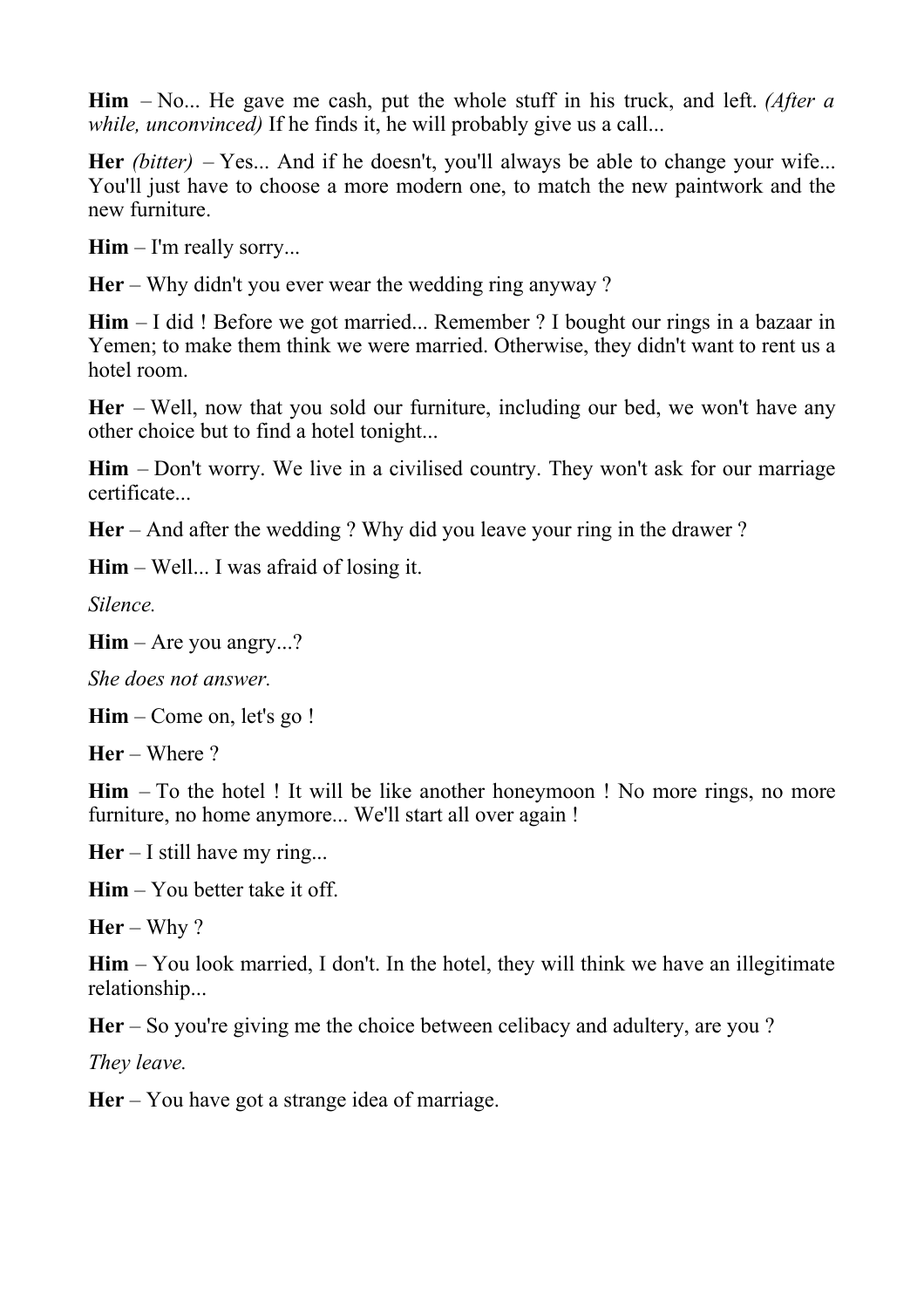**Him** – No... He gave me cash, put the whole stuff in his truck, and left. *(After a while, unconvinced)* If he finds it, he will probably give us a call...

**Her** *(bitter)* – Yes... And if he doesn't, you'll always be able to change your wife... You'll just have to choose a more modern one, to match the new paintwork and the new furniture.

**Him** – I'm really sorry...

**Her** – Why didn't you ever wear the wedding ring anyway ?

**Him** – I did ! Before we got married... Remember ? I bought our rings in a bazaar in Yemen; to make them think we were married. Otherwise, they didn't want to rent us a hotel room.

**Her** – Well, now that you sold our furniture, including our bed, we won't have any other choice but to find a hotel tonight...

**Him** – Don't worry. We live in a civilised country. They won't ask for our marriage certificate...

**Her** – And after the wedding ? Why did you leave your ring in the drawer ?

**Him** – Well... I was afraid of losing it.

*Silence.*

**Him** – Are you angry...?

*She does not answer.*

**Him** – Come on, let's go !

**Her** – Where ?

**Him** – To the hotel ! It will be like another honeymoon ! No more rings, no more furniture, no home anymore... We'll start all over again !

**Her** – I still have my ring...

**Him** – You better take it off.

**Her** – Why ?

**Him** – You look married, I don't. In the hotel, they will think we have an illegitimate relationship...

**Her** – So you're giving me the choice between celibacy and adultery, are you ?

*They leave.*

**Her** – You have got a strange idea of marriage.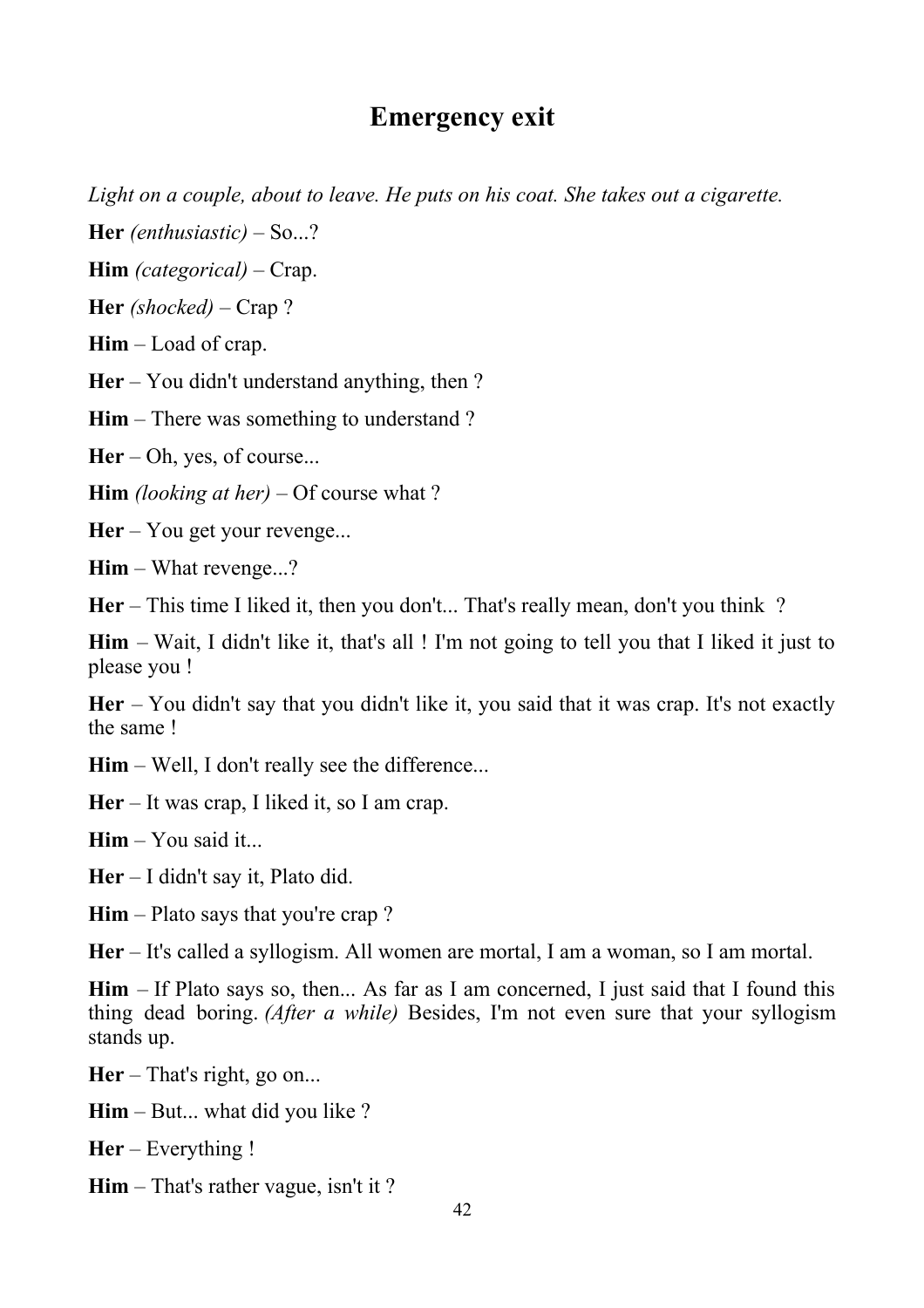# Emergency exit

*Light on a couple, about to leave. He puts on his coat. She takes out a cigarette.*

**Her** *(enthusiastic)* – So...?

**Him** *(categorical)* – Crap.

**Her** *(shocked)* – Crap ?

**Him** – Load of crap.

**Her** – You didn't understand anything, then ?

**Him** – There was something to understand ?

**Her** – Oh, yes, of course...

**Him** *(looking at her)* – Of course what ?

**Her** – You get your revenge...

**Him** – What revenge...?

**Her** – This time I liked it, then you don't... That's really mean, don't you think ?

**Him** – Wait, I didn't like it, that's all ! I'm not going to tell you that I liked it just to please you !

**Her** – You didn't say that you didn't like it, you said that it was crap. It's not exactly the same !

**Him** – Well, I don't really see the difference...

**Her** – It was crap, I liked it, so I am crap.

**Him** – You said it...

**Her** – I didn't say it, Plato did.

**Him** – Plato says that you're crap ?

**Her** – It's called a syllogism. All women are mortal, I am a woman, so I am mortal.

**Him** – If Plato says so, then... As far as I am concerned, I just said that I found this thing dead boring. *(After a while)* Besides, I'm not even sure that your syllogism stands up.

**Her** – That's right, go on...

**Him** – But... what did you like ?

**Her** – Everything !

**Him** – That's rather vague, isn't it ?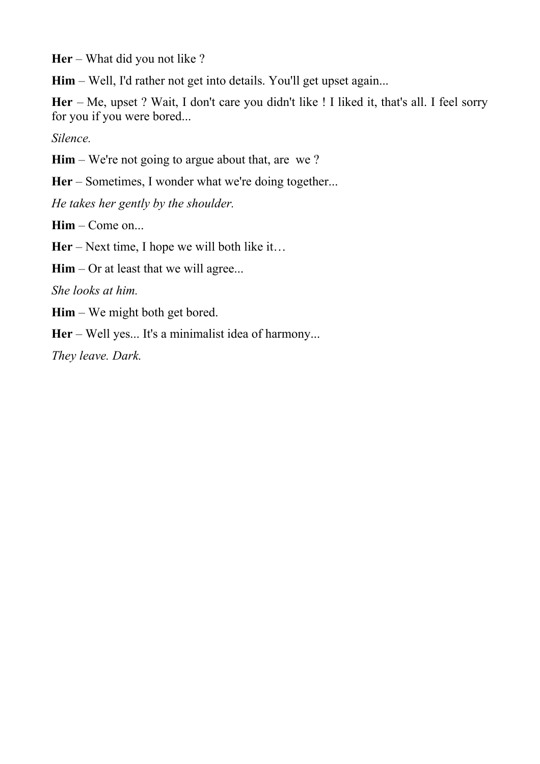**Her** – What did you not like ?

**Him** – Well, I'd rather not get into details. You'll get upset again...

**Her** – Me, upset ? Wait, I don't care you didn't like ! I liked it, that's all. I feel sorry for you if you were bored...

*Silence.*

**Him** – We're not going to argue about that, are we ?

**Her** – Sometimes, I wonder what we're doing together...

*He takes her gently by the shoulder.*

**Him** – Come on...

**Her** – Next time, I hope we will both like it…

**Him** – Or at least that we will agree...

*She looks at him.*

**Him** – We might both get bored.

**Her** – Well yes... It's a minimalist idea of harmony...

*They leave. Dark.*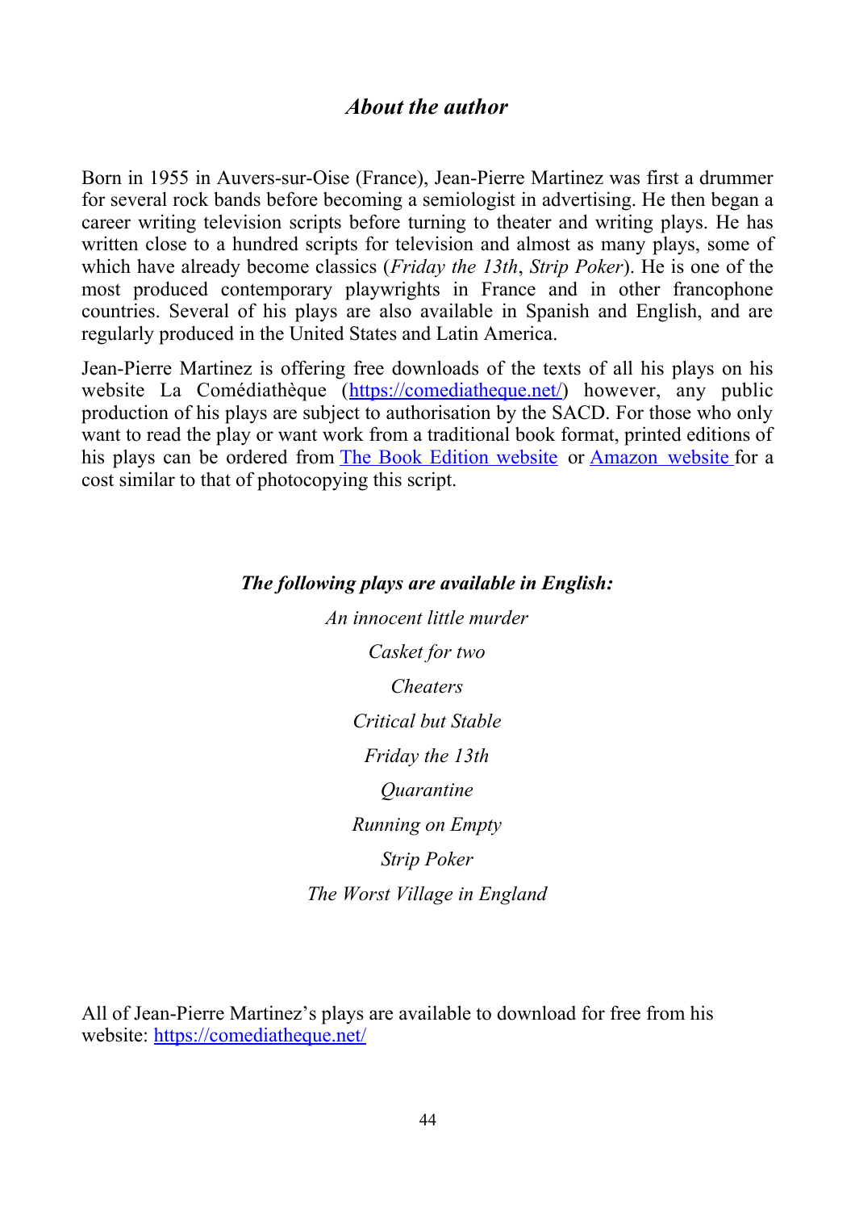## *About the author*

Born in 1955 in Auvers-sur-Oise (France), Jean-Pierre Martinez was first a drummer for several rock bands before becoming a semiologist in advertising. He then began a career writing television scripts before turning to theater and writing plays. He has written close to a hundred scripts for television and almost as many plays, some of which have already become classics (*Friday the 13th*, *Strip Poker*). He is one of the most produced contemporary playwrights in France and in other francophone countries. Several of his plays are also available in Spanish and English, and are regularly produced in the United States and Latin America.

Jean-Pierre Martinez is offering free downloads of the texts of all his plays on his website La Comédiathèque ([https://comediatheque.net/](https://comediatheque.net/)) however, any public production of his plays are subject to authorisation by the SACD. For those who only want to read the play or want work from a traditional book format, printed editions of his plays can be ordered from [The Book Edition website](https://www.thebookedition.com) or [Amazon website](https://www.amazon.com) for a cost similar to that of photocopying this script.

***The following plays are available in English:***

*An innocent little murder*

*Casket for two*

*Cheaters*

*Critical but Stable*

*Friday the 13th*

*Quarantine*

*Running on Empty*

*Strip Poker*

*The Worst Village in England*

All of Jean-Pierre Martinez's plays are available to download for free from his website: [https://comediatheque.net/](https://comediatheque.net/)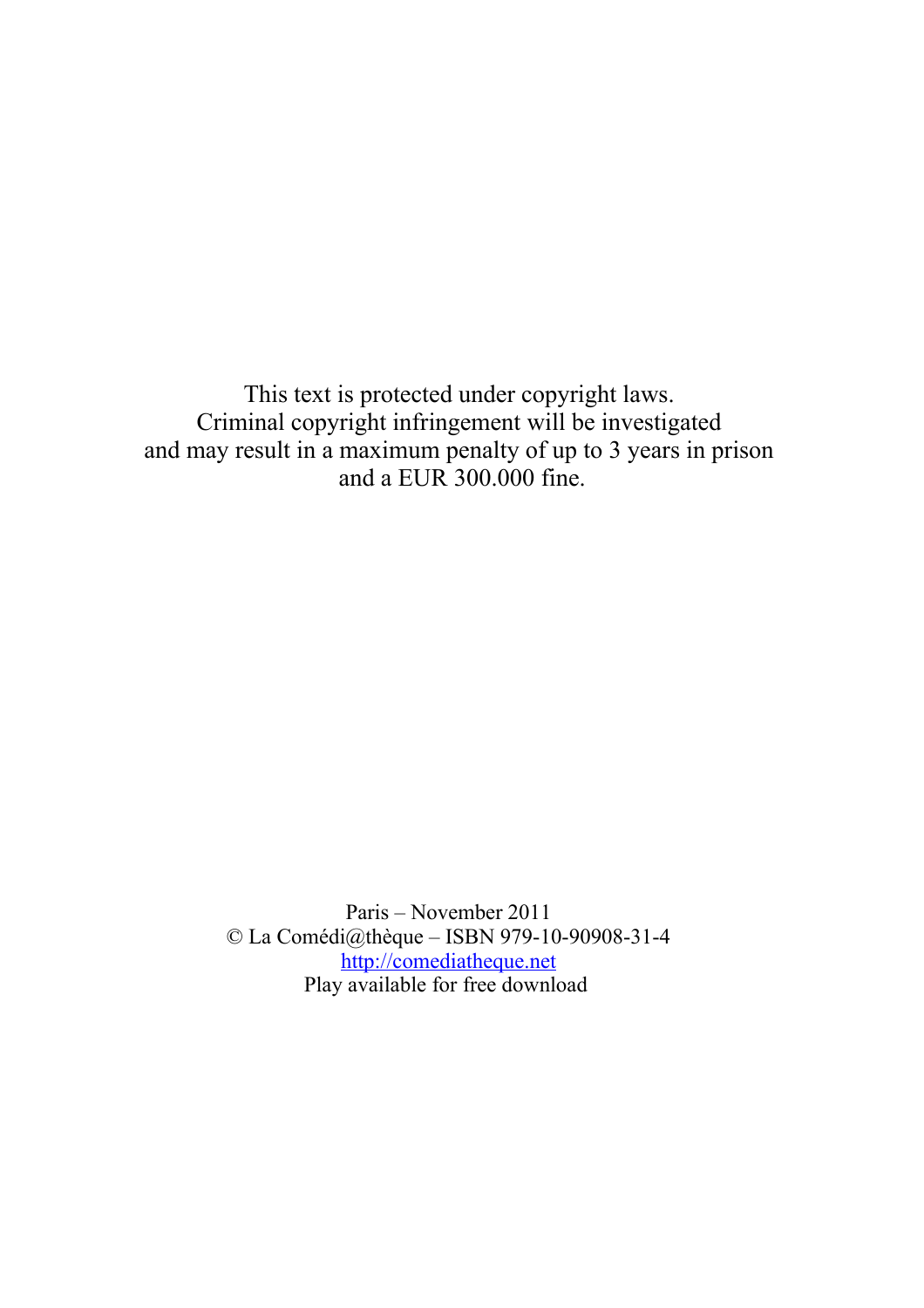This text is protected under copyright laws.
Criminal copyright infringement will be investigated
and may result in a maximum penalty of up to 3 years in prison
and a EUR 300.000 fine.

Paris – November 2011
© La Comédi@thèque – ISBN 979-10-90908-31-4
http://comediatheque.net
Play available for free download